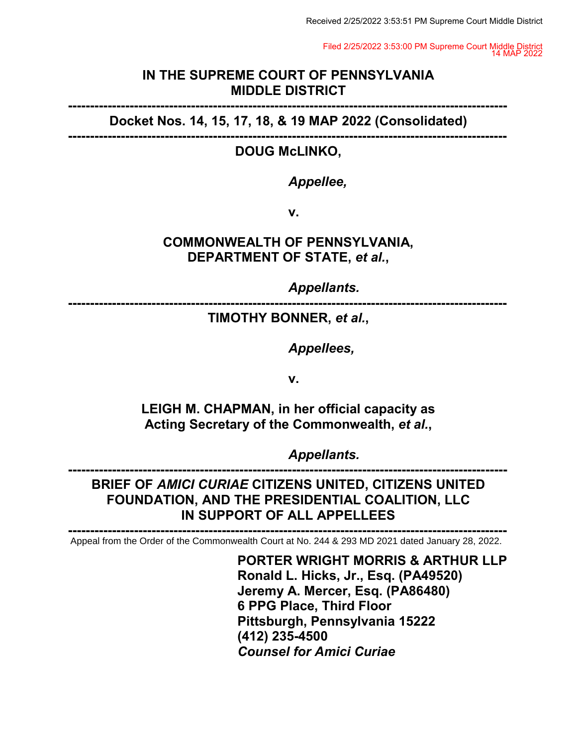Received 2/25/2022 3:53:51 PM Supreme Court Middle District

Filed 2/25/2022 3:53:00 PM Supreme Court Middle District
14 MAP 2022

**IN THE SUPREME COURT OF PENNSYLVANIA**
**MIDDLE DISTRICT**

---

**Docket Nos. 14, 15, 17, 18, & 19 MAP 2022 (Consolidated)**

---

**DOUG McLINKO,**

***Appellee,***

**v.**

**COMMONWEALTH OF PENNSYLVANIA, DEPARTMENT OF STATE, *et al.*,**

***Appellants.***

---

**TIMOTHY BONNER, *et al.*,**

***Appellees,***

**v.**

**LEIGH M. CHAPMAN, in her official capacity as Acting Secretary of the Commonwealth, *et al.*,**

***Appellants.***

---

**BRIEF OF *AMICI CURIAE* CITIZENS UNITED, CITIZENS UNITED FOUNDATION, AND THE PRESIDENTIAL COALITION, LLC IN SUPPORT OF ALL APPELLEES**

---

Appeal from the Order of the Commonwealth Court at No. 244 & 293 MD 2021 dated January 28, 2022.

**PORTER WRIGHT MORRIS & ARTHUR LLP**
**Ronald L. Hicks, Jr., Esq. (PA49520)**
**Jeremy A. Mercer, Esq. (PA86480)**
**6 PPG Place, Third Floor**
**Pittsburgh, Pennsylvania 15222**
**(412) 235-4500**
***Counsel for Amici Curiae***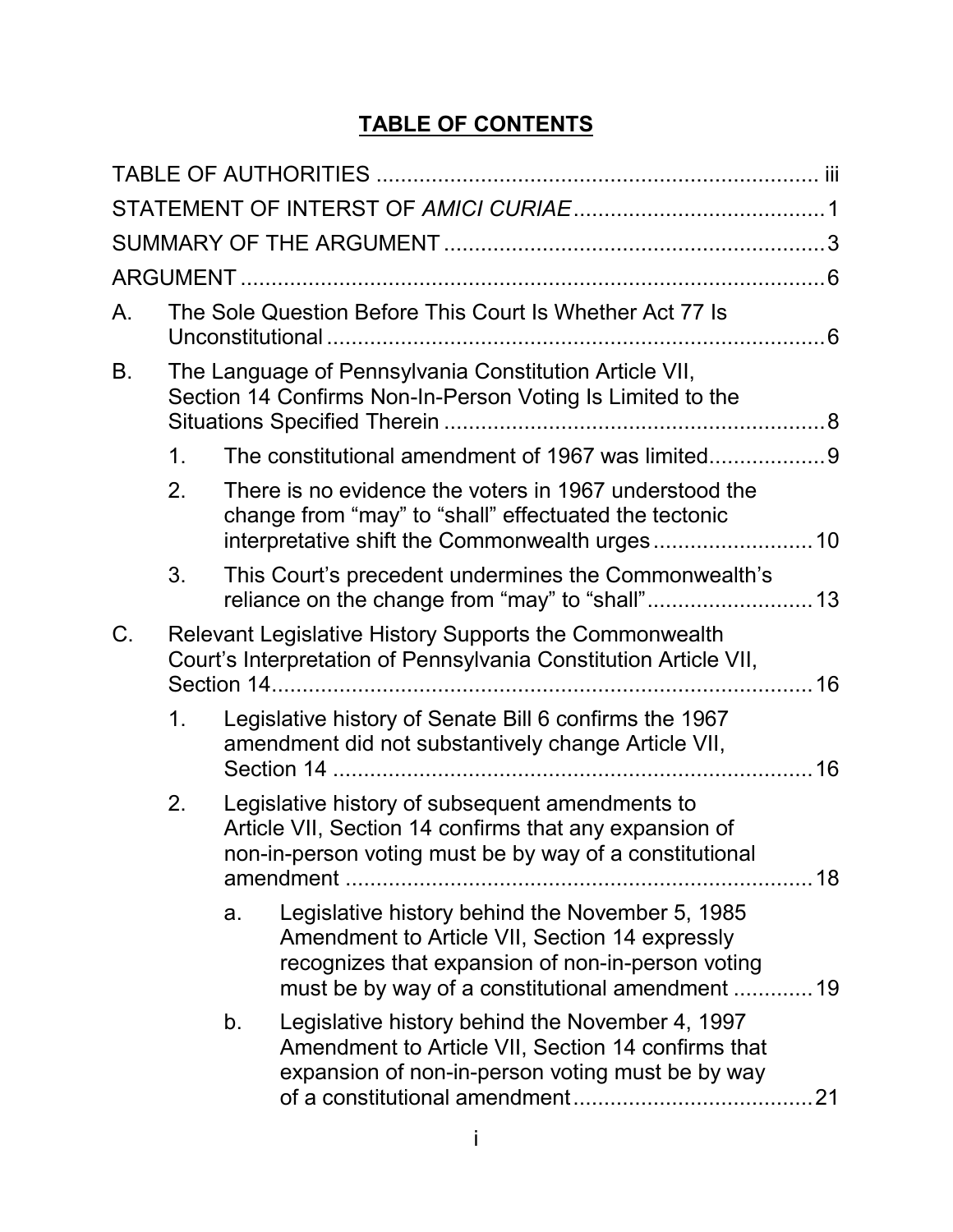# TABLE OF CONTENTS

TABLE OF AUTHORITIES ........................................................................ iii

STATEMENT OF INTERST OF *AMICI CURIAE* ......................................... 1

SUMMARY OF THE ARGUMENT .............................................................. 3

ARGUMENT ................................................................................................ 6

A. The Sole Question Before This Court Is Whether Act 77 Is Unconstitutional ................................................................................. 6

B. The Language of Pennsylvania Constitution Article VII, Section 14 Confirms Non-In-Person Voting Is Limited to the Situations Specified Therein .............................................................. 8

   1. The constitutional amendment of 1967 was limited................... 9

   2. There is no evidence the voters in 1967 understood the change from "may" to "shall" effectuated the tectonic interpretative shift the Commonwealth urges .......................... 10

   3. This Court's precedent undermines the Commonwealth's reliance on the change from "may" to "shall"........................... 13

C. Relevant Legislative History Supports the Commonwealth Court's Interpretation of Pennsylvania Constitution Article VII, Section 14......................................................................................... 16

   1. Legislative history of Senate Bill 6 confirms the 1967 amendment did not substantively change Article VII, Section 14 ............................................................................. 16

   2. Legislative history of subsequent amendments to Article VII, Section 14 confirms that any expansion of non-in-person voting must be by way of a constitutional amendment ............................................................................ 18

      a. Legislative history behind the November 5, 1985 Amendment to Article VII, Section 14 expressly recognizes that expansion of non-in-person voting must be by way of a constitutional amendment ............. 19

      b. Legislative history behind the November 4, 1997 Amendment to Article VII, Section 14 confirms that expansion of non-in-person voting must be by way of a constitutional amendment....................................... 21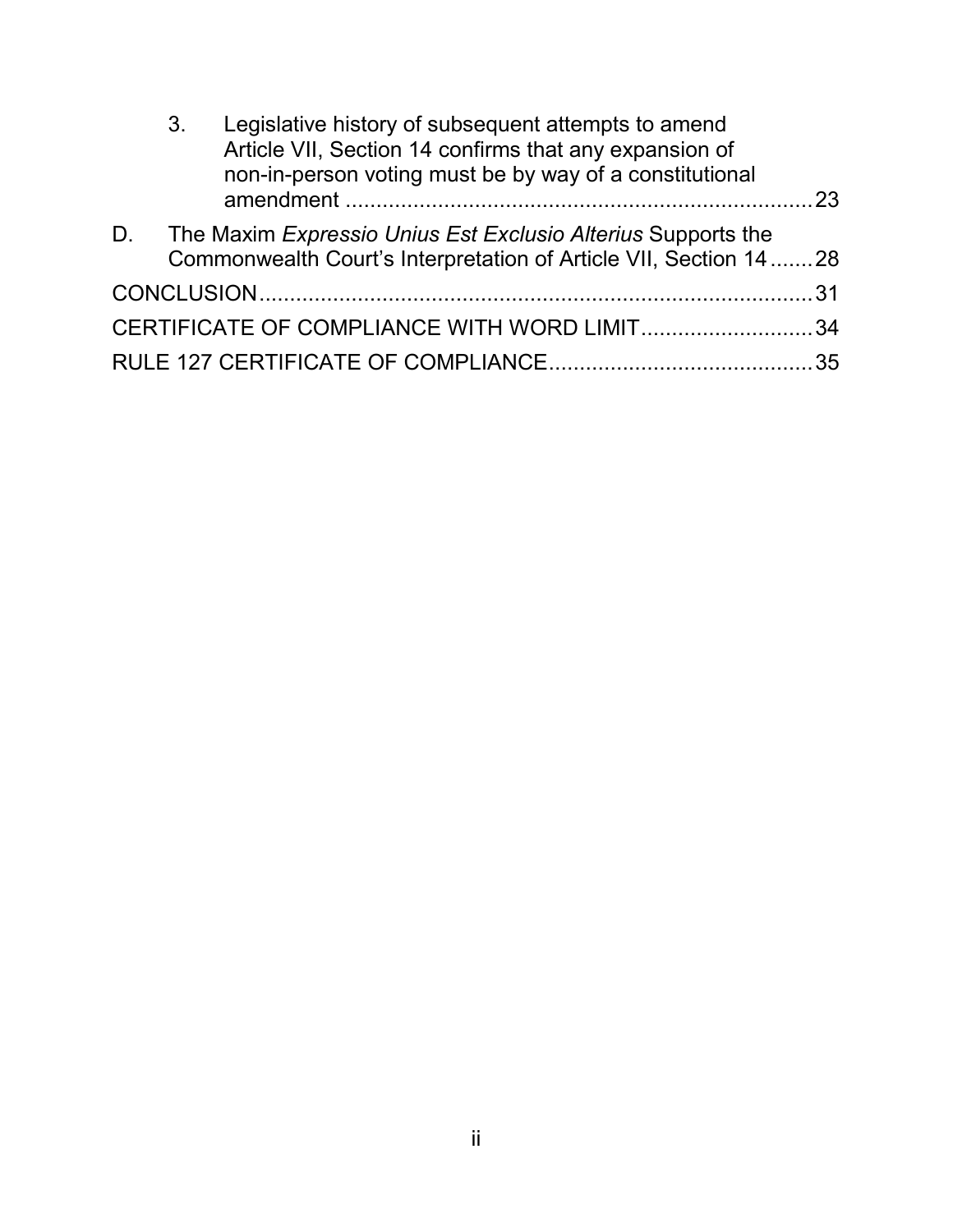3. Legislative history of subsequent attempts to amend Article VII, Section 14 confirms that any expansion of non-in-person voting must be by way of a constitutional amendment ............................................................................ 23

D. The Maxim *Expressio Unius Est Exclusio Alterius* Supports the Commonwealth Court's Interpretation of Article VII, Section 14 ....... 28

CONCLUSION ........................................................................................ 31

CERTIFICATE OF COMPLIANCE WITH WORD LIMIT ............................ 34

RULE 127 CERTIFICATE OF COMPLIANCE ........................................... 35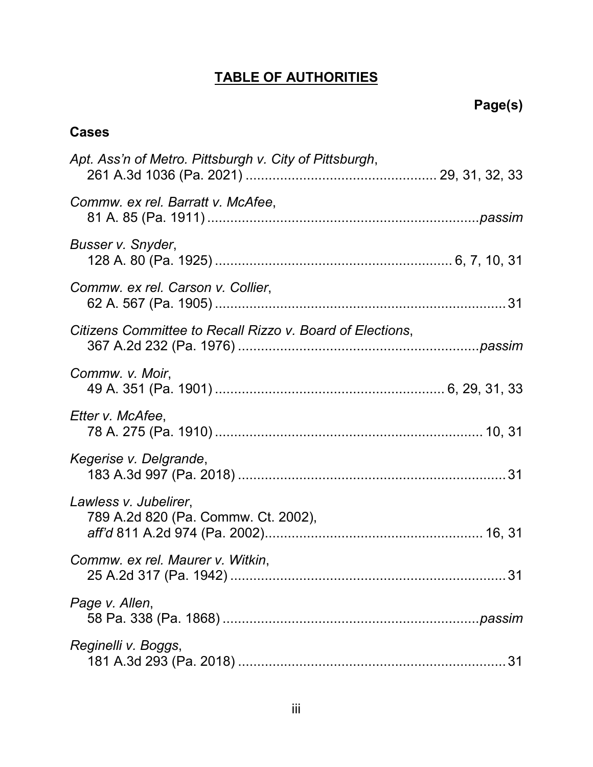## TABLE OF AUTHORITIES

**Page(s)**

### Cases

*Apt. Ass'n of Metro. Pittsburgh v. City of Pittsburgh*, 261 A.3d 1036 (Pa. 2021) .................................................. 29, 31, 32, 33

*Commw. ex rel. Barratt v. McAfee*, 81 A. 85 (Pa. 1911) ....................................................................... *passim*

*Busser v. Snyder*, 128 A. 80 (Pa. 1925) ............................................................ 6, 7, 10, 31

*Commw. ex rel. Carson v. Collier*, 62 A. 567 (Pa. 1905) ........................................................................... 31

*Citizens Committee to Recall Rizzo v. Board of Elections*, 367 A.2d 232 (Pa. 1976) ............................................................... *passim*

*Commw. v. Moir*, 49 A. 351 (Pa. 1901) ........................................................... 6, 29, 31, 33

*Etter v. McAfee*, 78 A. 275 (Pa. 1910) ...................................................................... 10, 31

*Kegerise v. Delgrande*, 183 A.3d 997 (Pa. 2018) ...................................................................... 31

*Lawless v. Jubelirer*, 789 A.2d 820 (Pa. Commw. Ct. 2002), *aff'd* 811 A.2d 974 (Pa. 2002)......................................................... 16, 31

*Commw. ex rel. Maurer v. Witkin*, 25 A.2d 317 (Pa. 1942) ........................................................................ 31

*Page v. Allen*, 58 Pa. 338 (Pa. 1868) .................................................................. *passim*

*Reginelli v. Boggs*, 181 A.3d 293 (Pa. 2018) ...................................................................... 31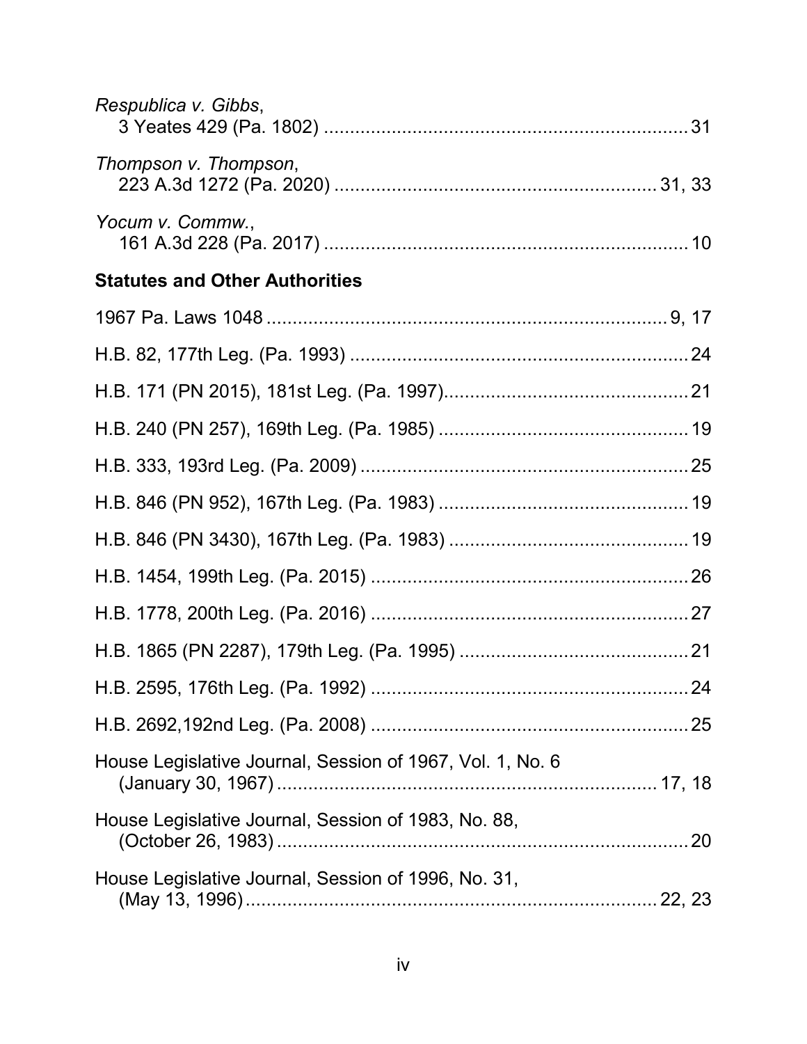*Respublica v. Gibbs*,
3 Yeates 429 (Pa. 1802) ..................................................................... 31

*Thompson v. Thompson*,
223 A.3d 1272 (Pa. 2020) ............................................................ 31, 33

*Yocum v. Commw.*,
161 A.3d 228 (Pa. 2017) ..................................................................... 10

**Statutes and Other Authorities**

1967 Pa. Laws 1048 ............................................................................ 9, 17

H.B. 82, 177th Leg. (Pa. 1993) ................................................................ 24

H.B. 171 (PN 2015), 181st Leg. (Pa. 1997) .............................................. 21

H.B. 240 (PN 257), 169th Leg. (Pa. 1985) ............................................... 19

H.B. 333, 193rd Leg. (Pa. 2009) .............................................................. 25

H.B. 846 (PN 952), 167th Leg. (Pa. 1983) ............................................... 19

H.B. 846 (PN 3430), 167th Leg. (Pa. 1983) ............................................. 19

H.B. 1454, 199th Leg. (Pa. 2015) ............................................................ 26

H.B. 1778, 200th Leg. (Pa. 2016) ............................................................ 27

H.B. 1865 (PN 2287), 179th Leg. (Pa. 1995) ........................................... 21

H.B. 2595, 176th Leg. (Pa. 1992) ............................................................ 24

H.B. 2692,192nd Leg. (Pa. 2008) ............................................................ 25

House Legislative Journal, Session of 1967, Vol. 1, No. 6
(January 30, 1967) ......................................................................... 17, 18

House Legislative Journal, Session of 1983, No. 88,
(October 26, 1983) .............................................................................. 20

House Legislative Journal, Session of 1996, No. 31,
(May 13, 1996) ............................................................................... 22, 23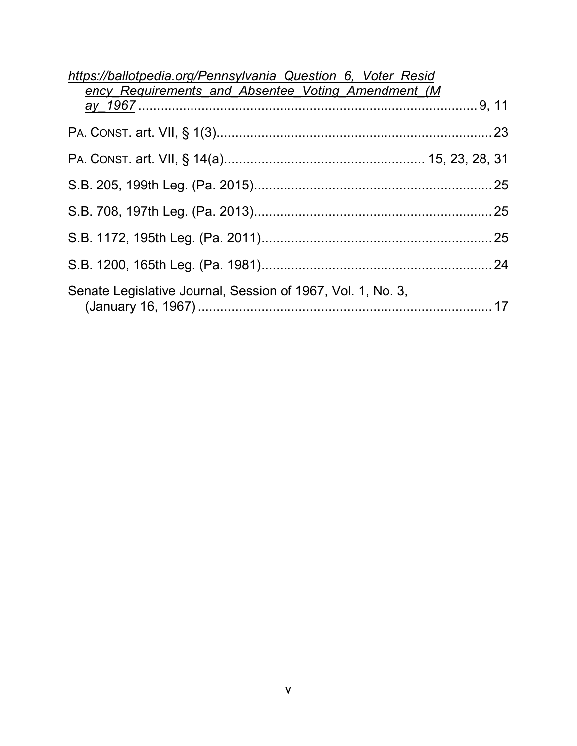*https://ballotpedia.org/Pennsylvania_Question_6,_Voter_Residency_Requirements_and_Absentee_Voting_Amendment_(May_1967* ........................................................................... 9, 11

PA. CONST. art. VII, § 1(3)........................................................................ 23

PA. CONST. art. VII, § 14(a)..................................................... 15, 23, 28, 31

S.B. 205, 199th Leg. (Pa. 2015)............................................................... 25

S.B. 708, 197th Leg. (Pa. 2013)............................................................... 25

S.B. 1172, 195th Leg. (Pa. 2011)............................................................. 25

S.B. 1200, 165th Leg. (Pa. 1981)............................................................. 24

Senate Legislative Journal, Session of 1967, Vol. 1, No. 3, (January 16, 1967) ............................................................................... 17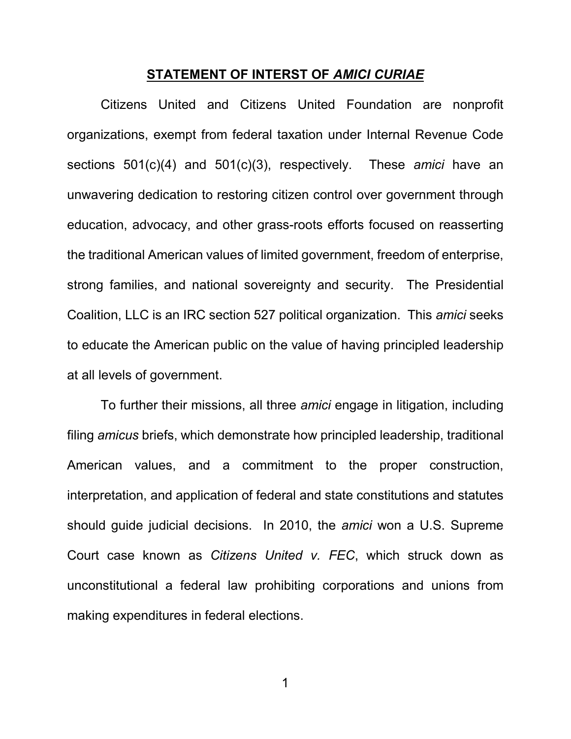## **STATEMENT OF INTERST OF *AMICI CURIAE***

Citizens United and Citizens United Foundation are nonprofit organizations, exempt from federal taxation under Internal Revenue Code sections 501(c)(4) and 501(c)(3), respectively. These *amici* have an unwavering dedication to restoring citizen control over government through education, advocacy, and other grass-roots efforts focused on reasserting the traditional American values of limited government, freedom of enterprise, strong families, and national sovereignty and security. The Presidential Coalition, LLC is an IRC section 527 political organization. This *amici* seeks to educate the American public on the value of having principled leadership at all levels of government.

To further their missions, all three *amici* engage in litigation, including filing *amicus* briefs, which demonstrate how principled leadership, traditional American values, and a commitment to the proper construction, interpretation, and application of federal and state constitutions and statutes should guide judicial decisions. In 2010, the *amici* won a U.S. Supreme Court case known as *Citizens United v. FEC*, which struck down as unconstitutional a federal law prohibiting corporations and unions from making expenditures in federal elections.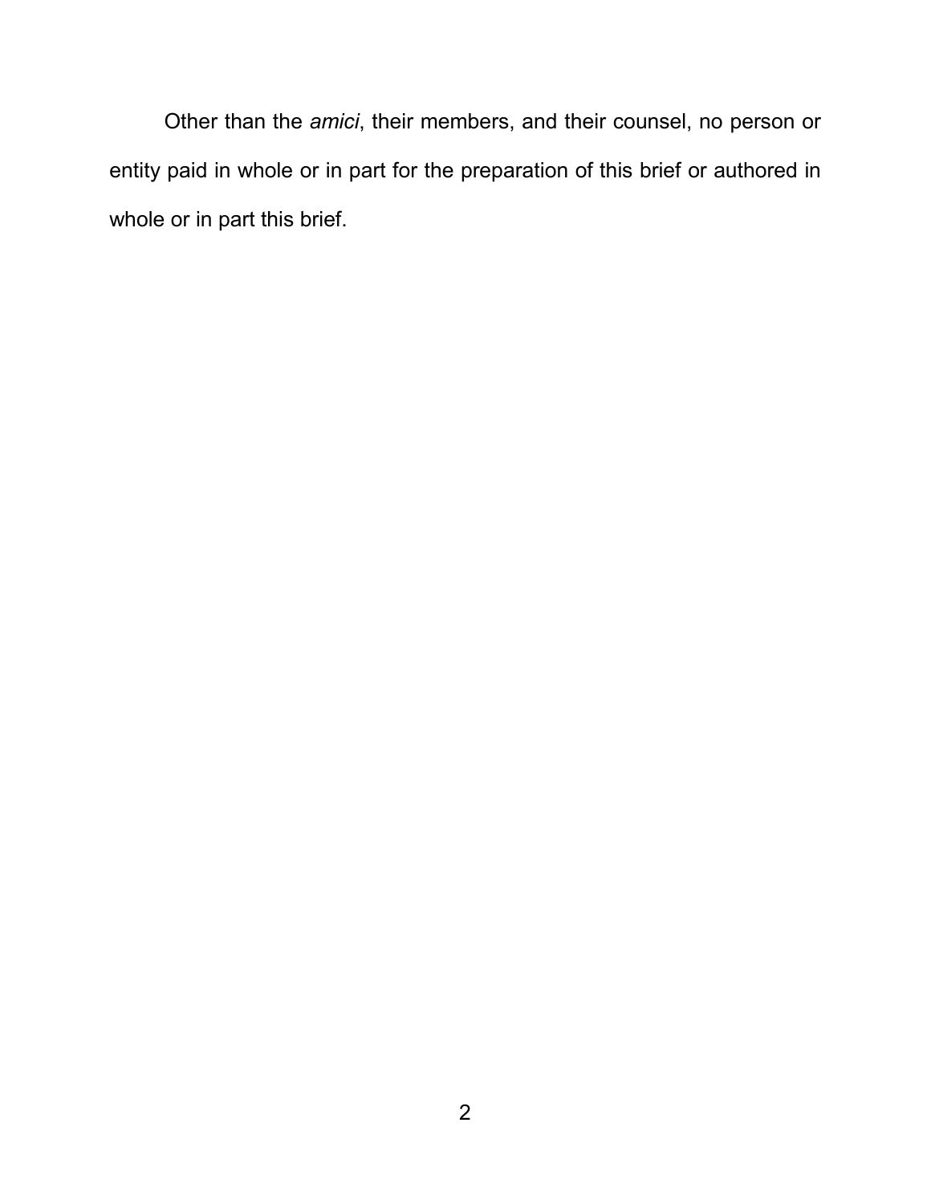Other than the *amici*, their members, and their counsel, no person or entity paid in whole or in part for the preparation of this brief or authored in whole or in part this brief.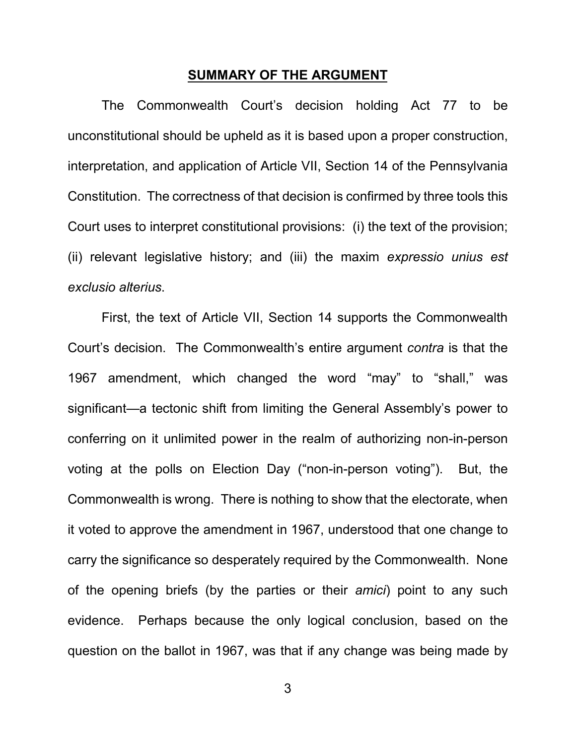## **SUMMARY OF THE ARGUMENT**

The Commonwealth Court's decision holding Act 77 to be unconstitutional should be upheld as it is based upon a proper construction, interpretation, and application of Article VII, Section 14 of the Pennsylvania Constitution. The correctness of that decision is confirmed by three tools this Court uses to interpret constitutional provisions: (i) the text of the provision; (ii) relevant legislative history; and (iii) the maxim *expressio unius est exclusio alterius*.

First, the text of Article VII, Section 14 supports the Commonwealth Court's decision. The Commonwealth's entire argument *contra* is that the 1967 amendment, which changed the word "may" to "shall," was significant—a tectonic shift from limiting the General Assembly's power to conferring on it unlimited power in the realm of authorizing non-in-person voting at the polls on Election Day ("non-in-person voting"). But, the Commonwealth is wrong. There is nothing to show that the electorate, when it voted to approve the amendment in 1967, understood that one change to carry the significance so desperately required by the Commonwealth. None of the opening briefs (by the parties or their *amici*) point to any such evidence. Perhaps because the only logical conclusion, based on the question on the ballot in 1967, was that if any change was being made by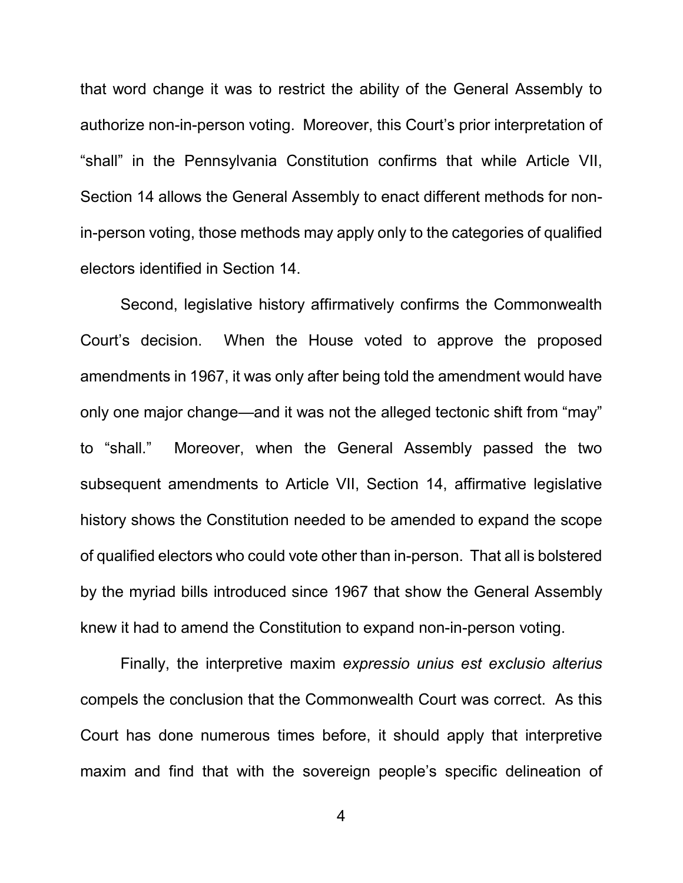that word change it was to restrict the ability of the General Assembly to authorize non-in-person voting. Moreover, this Court's prior interpretation of "shall" in the Pennsylvania Constitution confirms that while Article VII, Section 14 allows the General Assembly to enact different methods for non-in-person voting, those methods may apply only to the categories of qualified electors identified in Section 14.

Second, legislative history affirmatively confirms the Commonwealth Court's decision. When the House voted to approve the proposed amendments in 1967, it was only after being told the amendment would have only one major change—and it was not the alleged tectonic shift from "may" to "shall." Moreover, when the General Assembly passed the two subsequent amendments to Article VII, Section 14, affirmative legislative history shows the Constitution needed to be amended to expand the scope of qualified electors who could vote other than in-person. That all is bolstered by the myriad bills introduced since 1967 that show the General Assembly knew it had to amend the Constitution to expand non-in-person voting.

Finally, the interpretive maxim *expressio unius est exclusio alterius* compels the conclusion that the Commonwealth Court was correct. As this Court has done numerous times before, it should apply that interpretive maxim and find that with the sovereign people's specific delineation of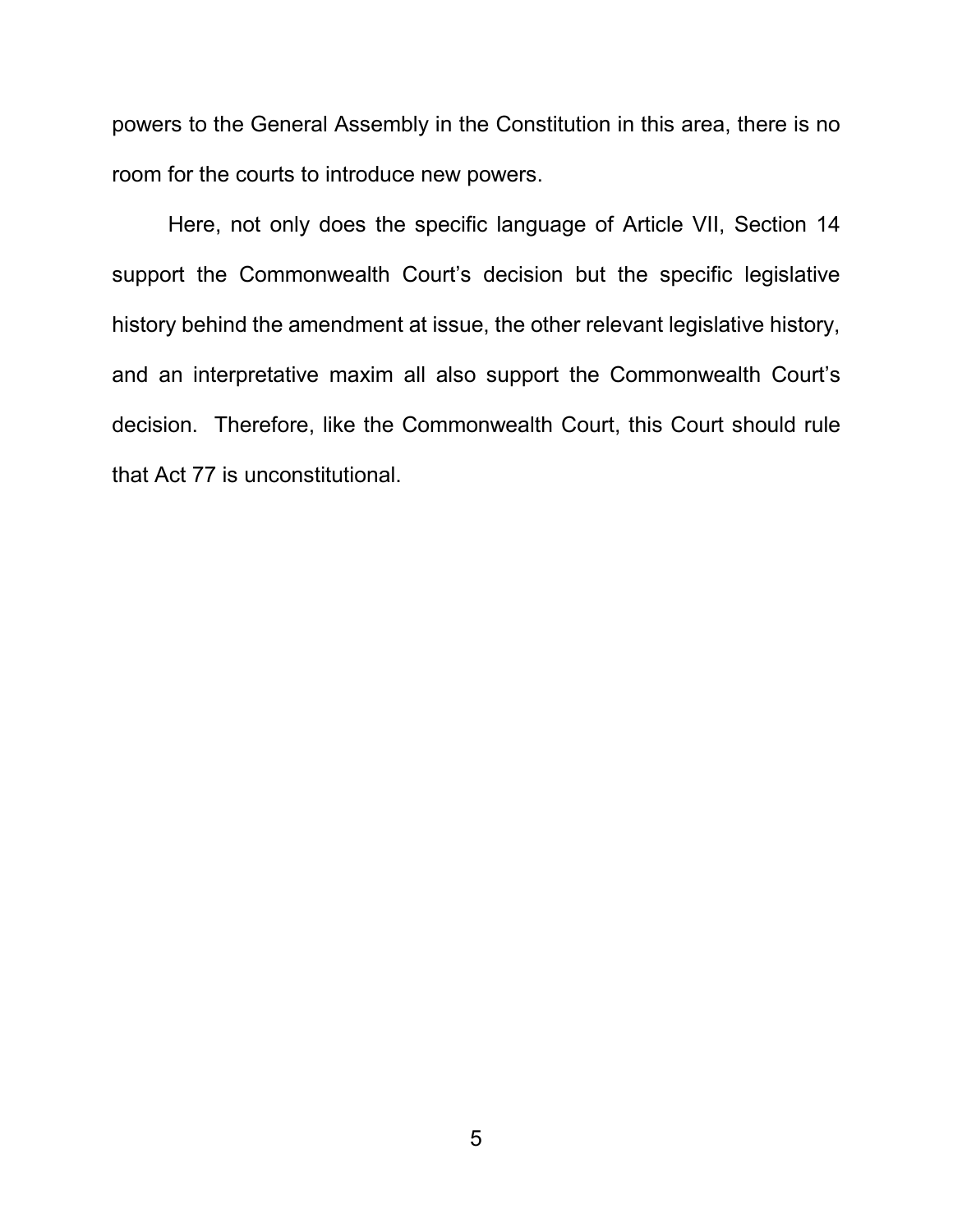powers to the General Assembly in the Constitution in this area, there is no room for the courts to introduce new powers.

Here, not only does the specific language of Article VII, Section 14 support the Commonwealth Court's decision but the specific legislative history behind the amendment at issue, the other relevant legislative history, and an interpretative maxim all also support the Commonwealth Court's decision. Therefore, like the Commonwealth Court, this Court should rule that Act 77 is unconstitutional.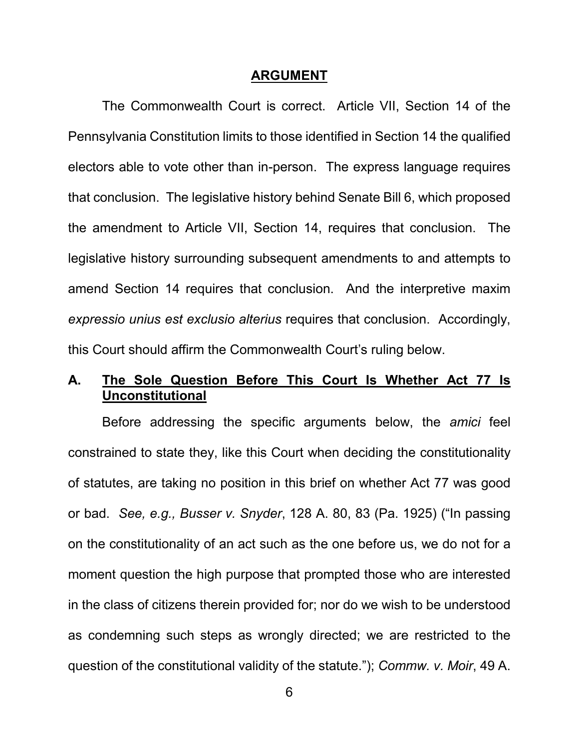## ARGUMENT

The Commonwealth Court is correct. Article VII, Section 14 of the Pennsylvania Constitution limits to those identified in Section 14 the qualified electors able to vote other than in-person. The express language requires that conclusion. The legislative history behind Senate Bill 6, which proposed the amendment to Article VII, Section 14, requires that conclusion. The legislative history surrounding subsequent amendments to and attempts to amend Section 14 requires that conclusion. And the interpretive maxim *expressio unius est exclusio alterius* requires that conclusion. Accordingly, this Court should affirm the Commonwealth Court's ruling below.

### A. The Sole Question Before This Court Is Whether Act 77 Is Unconstitutional

Before addressing the specific arguments below, the *amici* feel constrained to state they, like this Court when deciding the constitutionality of statutes, are taking no position in this brief on whether Act 77 was good or bad. *See, e.g., Busser v. Snyder*, 128 A. 80, 83 (Pa. 1925) ("In passing on the constitutionality of an act such as the one before us, we do not for a moment question the high purpose that prompted those who are interested in the class of citizens therein provided for; nor do we wish to be understood as condemning such steps as wrongly directed; we are restricted to the question of the constitutional validity of the statute."); *Commw. v. Moir*, 49 A.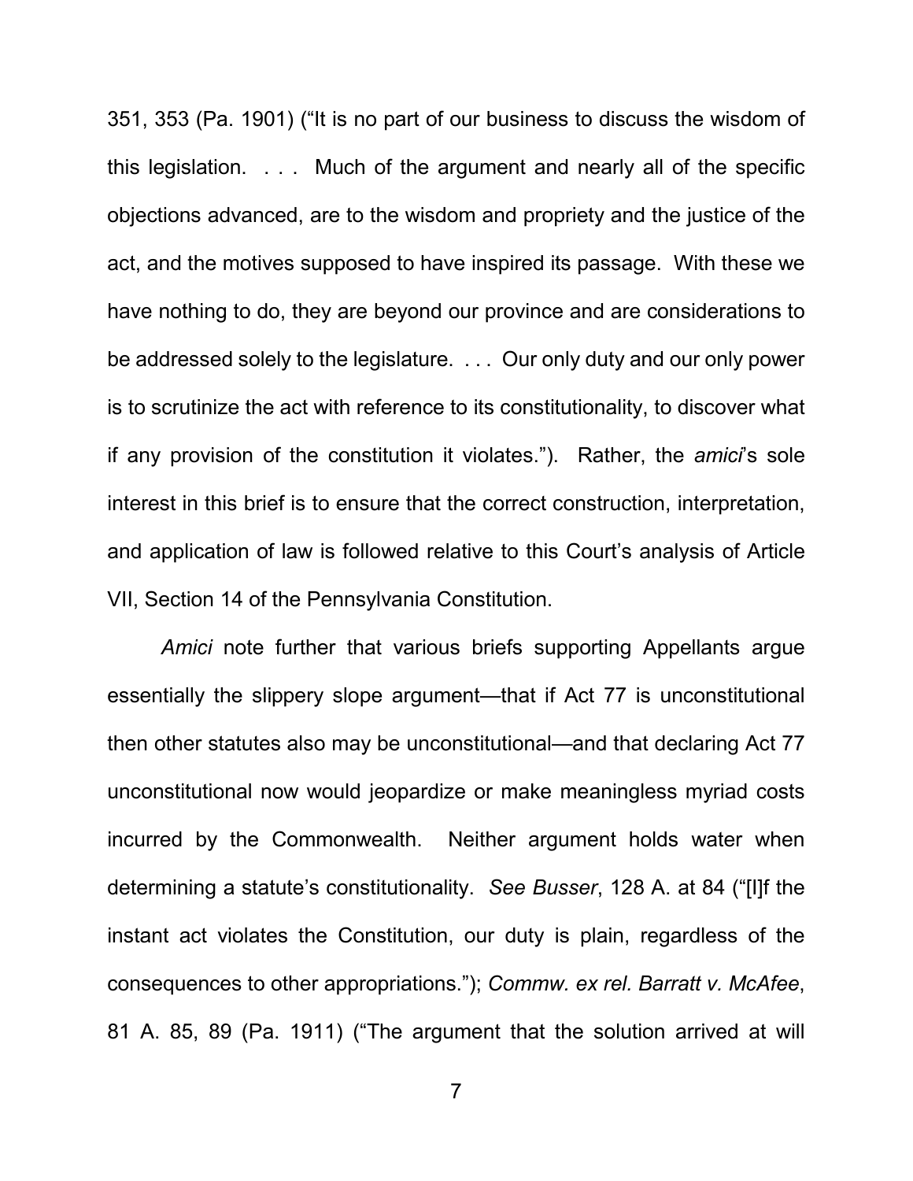351, 353 (Pa. 1901) ("It is no part of our business to discuss the wisdom of this legislation. . . . Much of the argument and nearly all of the specific objections advanced, are to the wisdom and propriety and the justice of the act, and the motives supposed to have inspired its passage. With these we have nothing to do, they are beyond our province and are considerations to be addressed solely to the legislature. . . . Our only duty and our only power is to scrutinize the act with reference to its constitutionality, to discover what if any provision of the constitution it violates."). Rather, the *amici*'s sole interest in this brief is to ensure that the correct construction, interpretation, and application of law is followed relative to this Court's analysis of Article VII, Section 14 of the Pennsylvania Constitution.

*Amici* note further that various briefs supporting Appellants argue essentially the slippery slope argument—that if Act 77 is unconstitutional then other statutes also may be unconstitutional—and that declaring Act 77 unconstitutional now would jeopardize or make meaningless myriad costs incurred by the Commonwealth. Neither argument holds water when determining a statute's constitutionality. *See Busser*, 128 A. at 84 ("[I]f the instant act violates the Constitution, our duty is plain, regardless of the consequences to other appropriations."); *Commw. ex rel. Barratt v. McAfee*, 81 A. 85, 89 (Pa. 1911) ("The argument that the solution arrived at will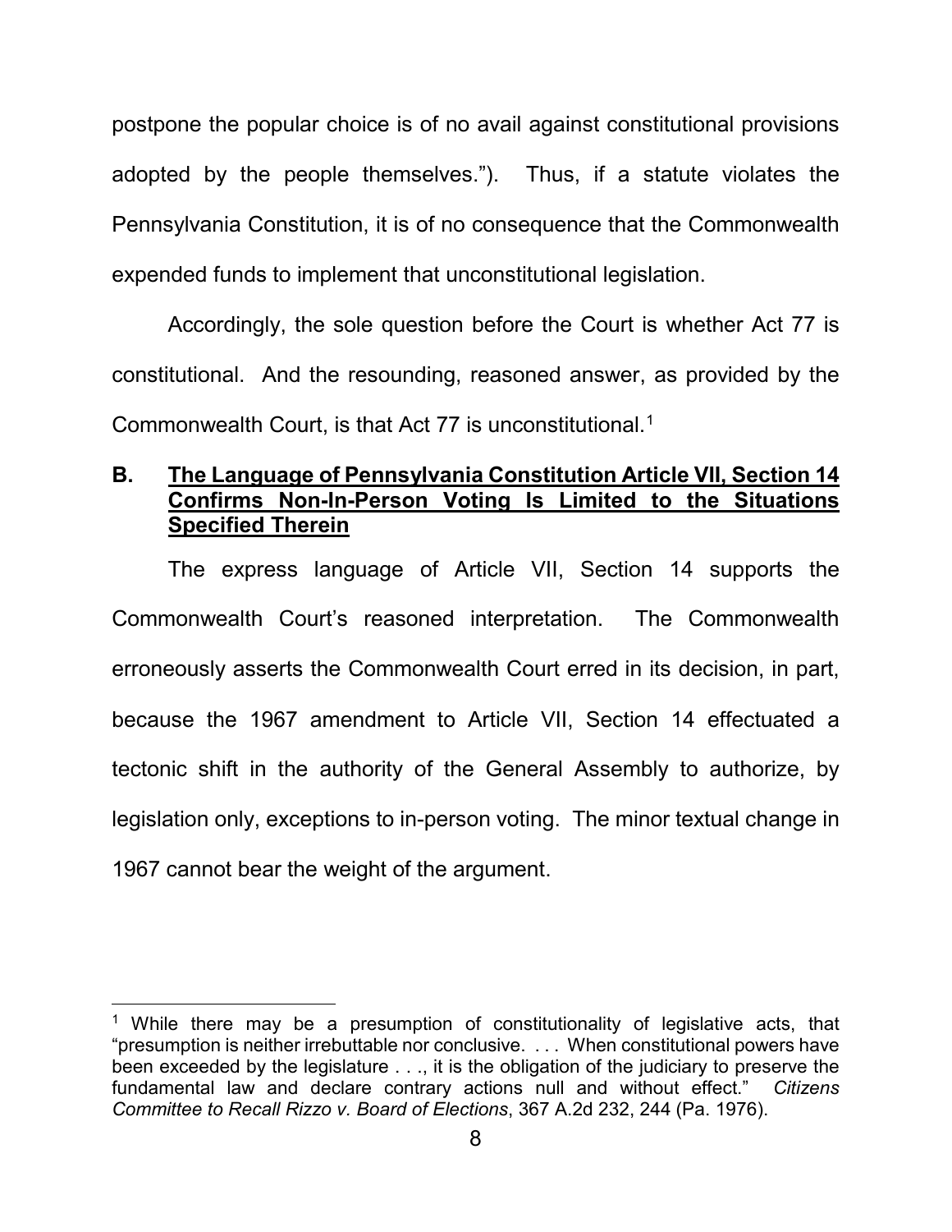postpone the popular choice is of no avail against constitutional provisions adopted by the people themselves."). Thus, if a statute violates the Pennsylvania Constitution, it is of no consequence that the Commonwealth expended funds to implement that unconstitutional legislation.

Accordingly, the sole question before the Court is whether Act 77 is constitutional. And the resounding, reasoned answer, as provided by the Commonwealth Court, is that Act 77 is unconstitutional.[1]

### B. <u>The Language of Pennsylvania Constitution Article VII, Section 14 Confirms Non-In-Person Voting Is Limited to the Situations Specified Therein</u>

The express language of Article VII, Section 14 supports the Commonwealth Court's reasoned interpretation. The Commonwealth erroneously asserts the Commonwealth Court erred in its decision, in part, because the 1967 amendment to Article VII, Section 14 effectuated a tectonic shift in the authority of the General Assembly to authorize, by legislation only, exceptions to in-person voting. The minor textual change in 1967 cannot bear the weight of the argument.

---

[1] While there may be a presumption of constitutionality of legislative acts, that "presumption is neither irrebuttable nor conclusive. . . . When constitutional powers have been exceeded by the legislature . . ., it is the obligation of the judiciary to preserve the fundamental law and declare contrary actions null and without effect." *Citizens Committee to Recall Rizzo v. Board of Elections*, 367 A.2d 232, 244 (Pa. 1976).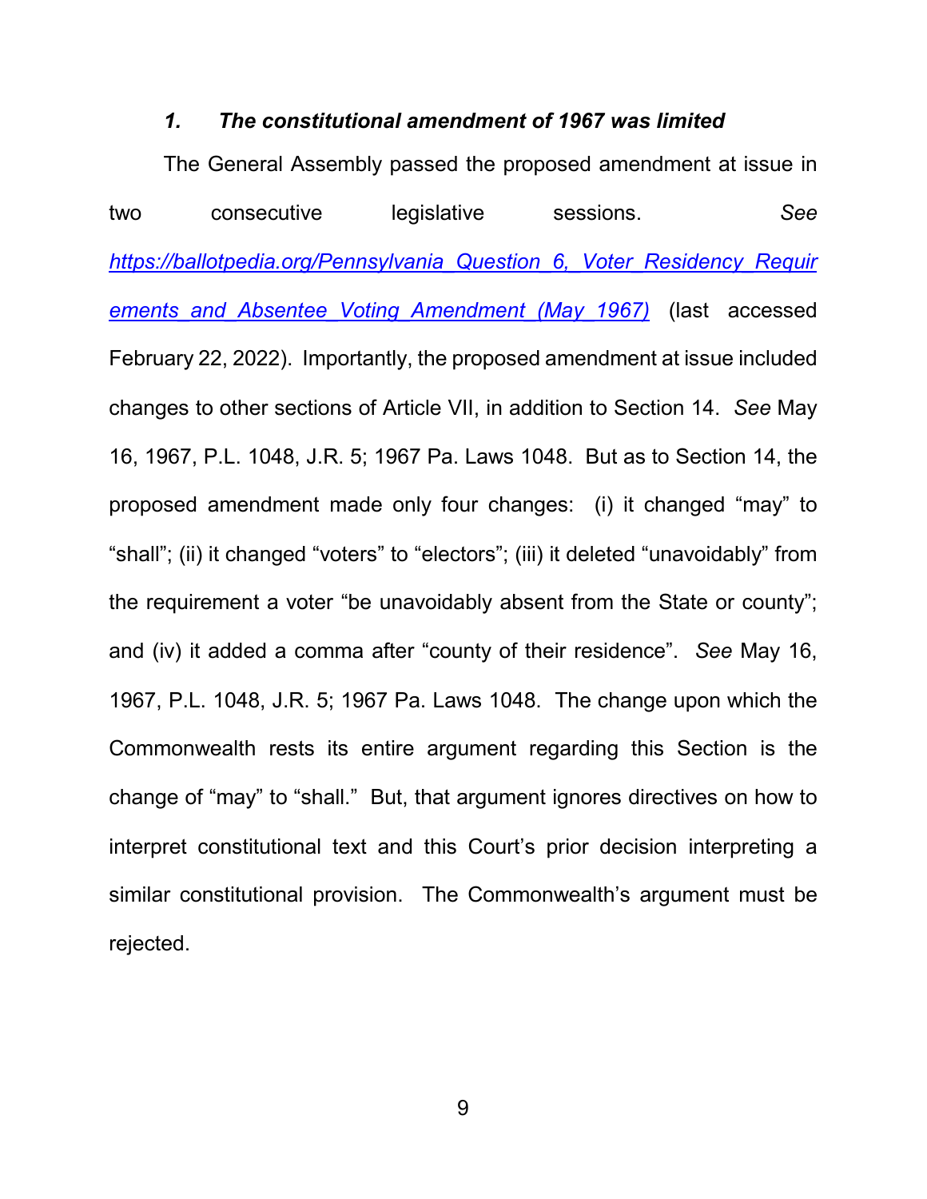### *1. The constitutional amendment of 1967 was limited*

The General Assembly passed the proposed amendment at issue in two consecutive legislative sessions. *See* [https://ballotpedia.org/Pennsylvania_Question_6,_Voter_Residency_Requirements_and_Absentee_Voting_Amendment_(May_1967)](https://ballotpedia.org/Pennsylvania_Question_6,_Voter_Residency_Requirements_and_Absentee_Voting_Amendment_(May_1967)) (last accessed February 22, 2022). Importantly, the proposed amendment at issue included changes to other sections of Article VII, in addition to Section 14. *See* May 16, 1967, P.L. 1048, J.R. 5; 1967 Pa. Laws 1048. But as to Section 14, the proposed amendment made only four changes: (i) it changed "may" to "shall"; (ii) it changed "voters" to "electors"; (iii) it deleted "unavoidably" from the requirement a voter "be unavoidably absent from the State or county"; and (iv) it added a comma after "county of their residence". *See* May 16, 1967, P.L. 1048, J.R. 5; 1967 Pa. Laws 1048. The change upon which the Commonwealth rests its entire argument regarding this Section is the change of "may" to "shall." But, that argument ignores directives on how to interpret constitutional text and this Court's prior decision interpreting a similar constitutional provision. The Commonwealth's argument must be rejected.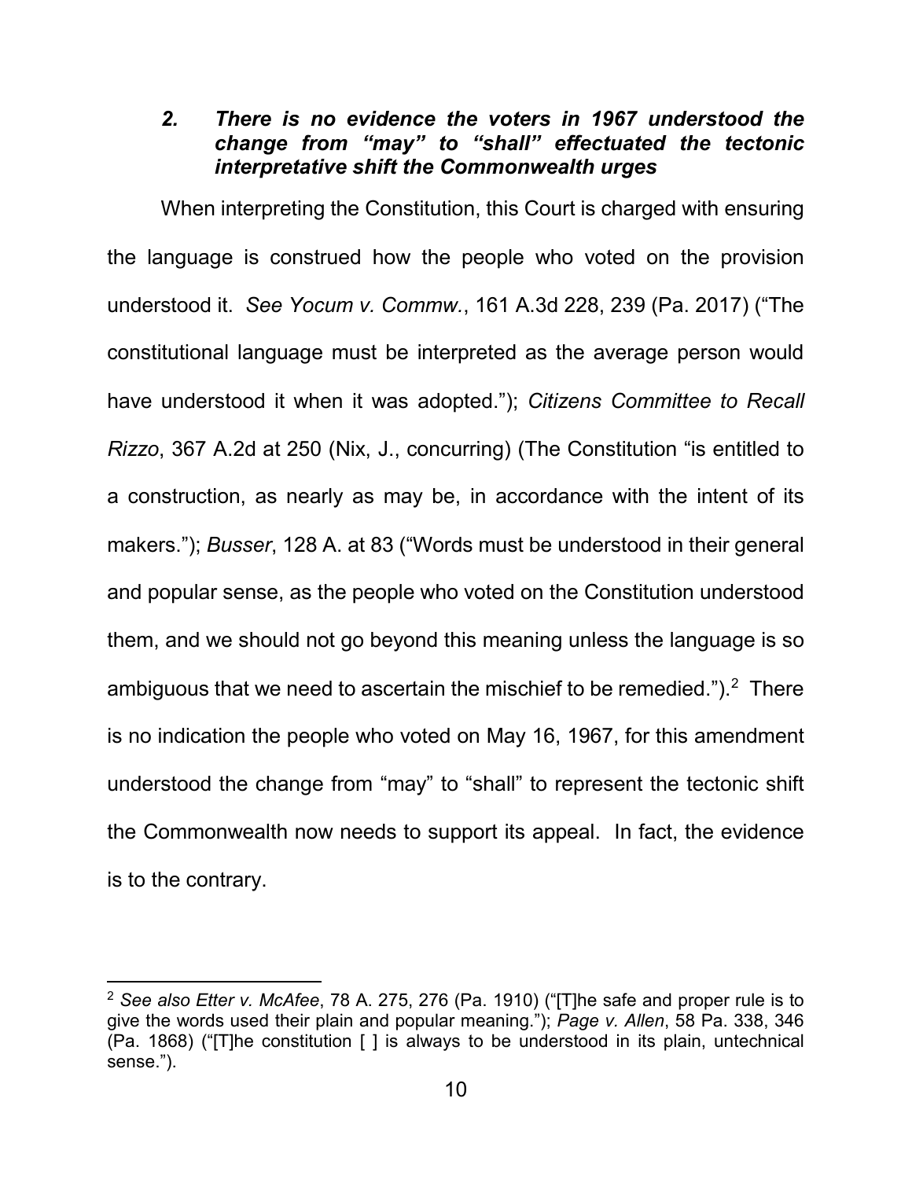### *2. There is no evidence the voters in 1967 understood the change from "may" to "shall" effectuated the tectonic interpretative shift the Commonwealth urges*

When interpreting the Constitution, this Court is charged with ensuring the language is construed how the people who voted on the provision understood it. *See Yocum v. Commw.*, 161 A.3d 228, 239 (Pa. 2017) ("The constitutional language must be interpreted as the average person would have understood it when it was adopted."); *Citizens Committee to Recall Rizzo*, 367 A.2d at 250 (Nix, J., concurring) (The Constitution "is entitled to a construction, as nearly as may be, in accordance with the intent of its makers."); *Busser*, 128 A. at 83 ("Words must be understood in their general and popular sense, as the people who voted on the Constitution understood them, and we should not go beyond this meaning unless the language is so ambiguous that we need to ascertain the mischief to be remedied.").[2] There is no indication the people who voted on May 16, 1967, for this amendment understood the change from "may" to "shall" to represent the tectonic shift the Commonwealth now needs to support its appeal. In fact, the evidence is to the contrary.

---

[2] *See also Etter v. McAfee*, 78 A. 275, 276 (Pa. 1910) ("[T]he safe and proper rule is to give the words used their plain and popular meaning."); *Page v. Allen*, 58 Pa. 338, 346 (Pa. 1868) ("[T]he constitution [ ] is always to be understood in its plain, untechnical sense.").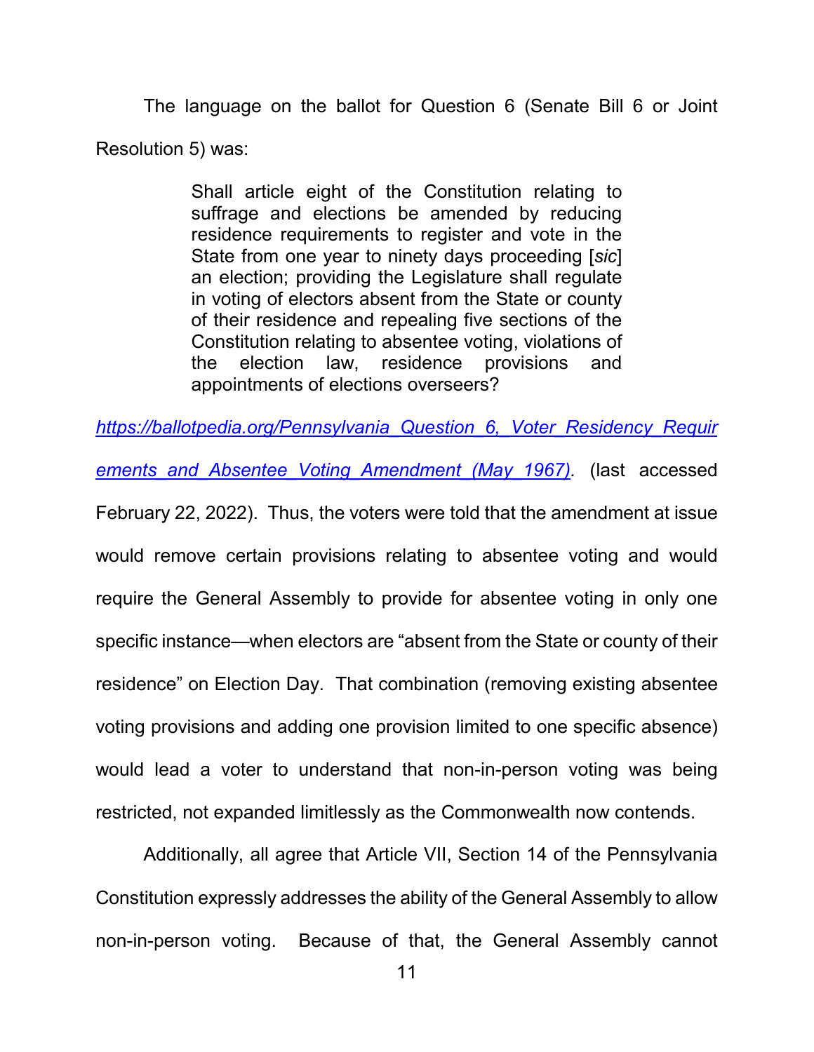The language on the ballot for Question 6 (Senate Bill 6 or Joint Resolution 5) was:

> Shall article eight of the Constitution relating to suffrage and elections be amended by reducing residence requirements to register and vote in the State from one year to ninety days proceeding [*sic*] an election; providing the Legislature shall regulate in voting of electors absent from the State or county of their residence and repealing five sections of the Constitution relating to absentee voting, violations of the election law, residence provisions and appointments of elections overseers?

*https://ballotpedia.org/Pennsylvania_Question_6,_Voter_Residency_Requirements_and_Absentee_Voting_Amendment_(May_1967)*. (last accessed February 22, 2022). Thus, the voters were told that the amendment at issue would remove certain provisions relating to absentee voting and would require the General Assembly to provide for absentee voting in only one specific instance—when electors are "absent from the State or county of their residence" on Election Day. That combination (removing existing absentee voting provisions and adding one provision limited to one specific absence) would lead a voter to understand that non-in-person voting was being restricted, not expanded limitlessly as the Commonwealth now contends.

Additionally, all agree that Article VII, Section 14 of the Pennsylvania Constitution expressly addresses the ability of the General Assembly to allow non-in-person voting. Because of that, the General Assembly cannot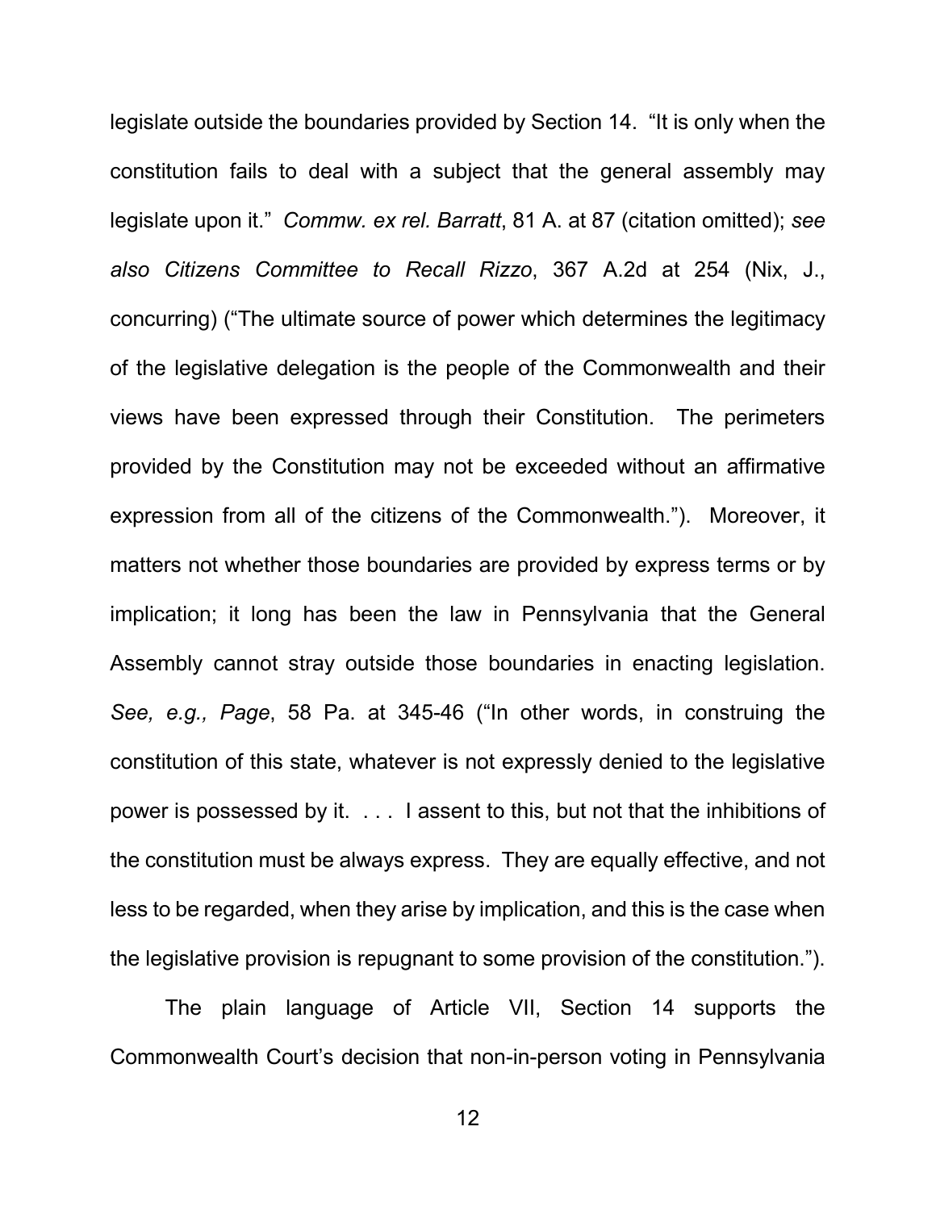legislate outside the boundaries provided by Section 14. "It is only when the constitution fails to deal with a subject that the general assembly may legislate upon it." *Commw. ex rel. Barratt*, 81 A. at 87 (citation omitted); *see also Citizens Committee to Recall Rizzo*, 367 A.2d at 254 (Nix, J., concurring) ("The ultimate source of power which determines the legitimacy of the legislative delegation is the people of the Commonwealth and their views have been expressed through their Constitution. The perimeters provided by the Constitution may not be exceeded without an affirmative expression from all of the citizens of the Commonwealth."). Moreover, it matters not whether those boundaries are provided by express terms or by implication; it long has been the law in Pennsylvania that the General Assembly cannot stray outside those boundaries in enacting legislation. *See, e.g., Page*, 58 Pa. at 345-46 ("In other words, in construing the constitution of this state, whatever is not expressly denied to the legislative power is possessed by it. . . . I assent to this, but not that the inhibitions of the constitution must be always express. They are equally effective, and not less to be regarded, when they arise by implication, and this is the case when the legislative provision is repugnant to some provision of the constitution.").

The plain language of Article VII, Section 14 supports the Commonwealth Court's decision that non-in-person voting in Pennsylvania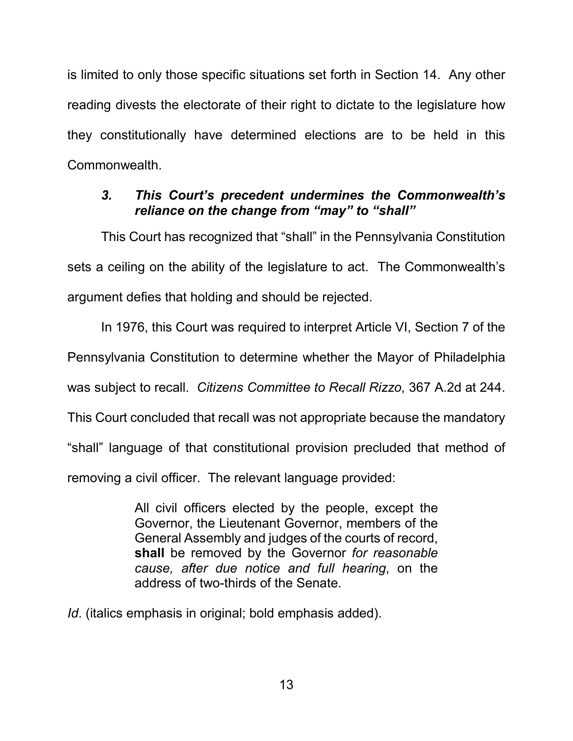is limited to only those specific situations set forth in Section 14. Any other reading divests the electorate of their right to dictate to the legislature how they constitutionally have determined elections are to be held in this Commonwealth.

### *3. This Court's precedent undermines the Commonwealth's reliance on the change from "may" to "shall"*

This Court has recognized that "shall" in the Pennsylvania Constitution sets a ceiling on the ability of the legislature to act. The Commonwealth's argument defies that holding and should be rejected.

In 1976, this Court was required to interpret Article VI, Section 7 of the Pennsylvania Constitution to determine whether the Mayor of Philadelphia was subject to recall. *Citizens Committee to Recall Rizzo*, 367 A.2d at 244. This Court concluded that recall was not appropriate because the mandatory "shall" language of that constitutional provision precluded that method of removing a civil officer. The relevant language provided:

> All civil officers elected by the people, except the Governor, the Lieutenant Governor, members of the General Assembly and judges of the courts of record, **shall** be removed by the Governor *for reasonable cause, after due notice and full hearing*, on the address of two-thirds of the Senate.

*Id*. (italics emphasis in original; bold emphasis added).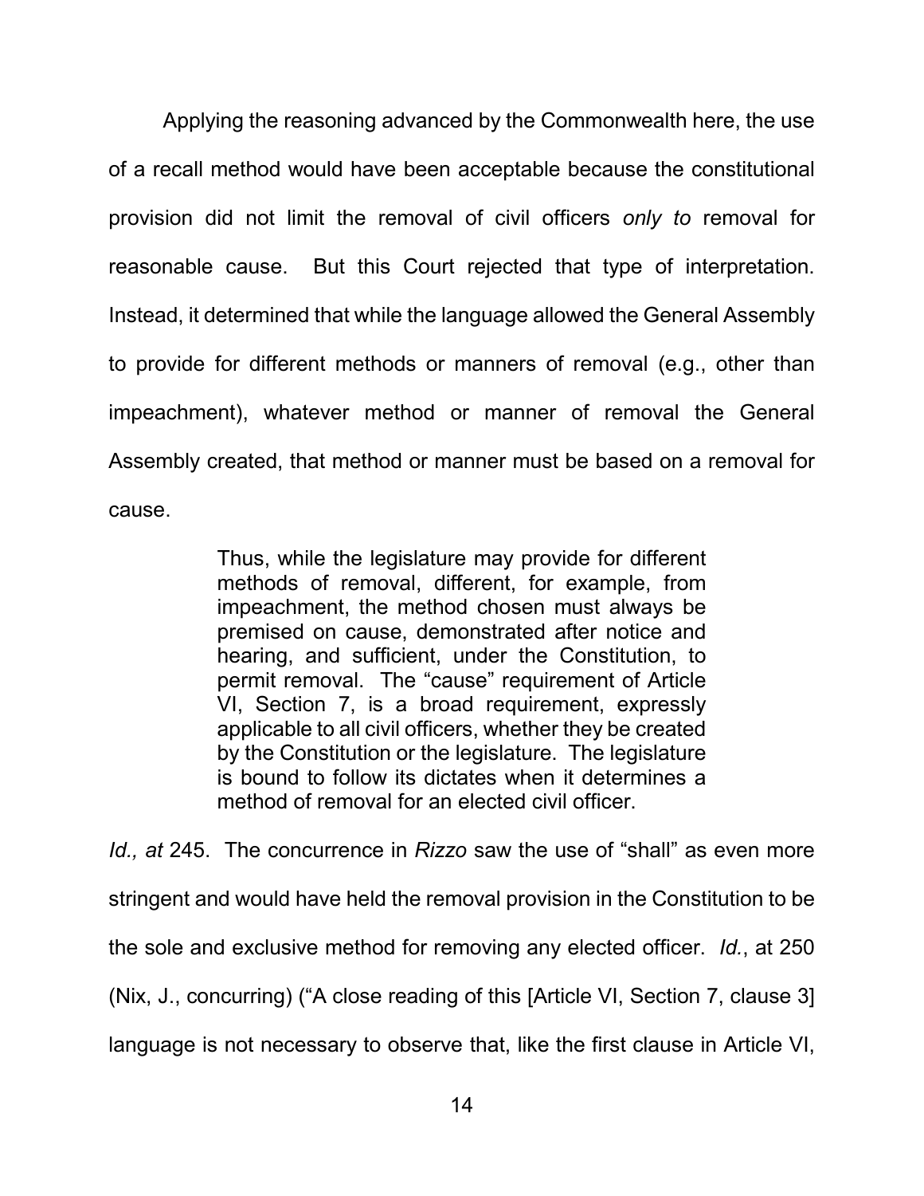Applying the reasoning advanced by the Commonwealth here, the use of a recall method would have been acceptable because the constitutional provision did not limit the removal of civil officers *only to* removal for reasonable cause. But this Court rejected that type of interpretation. Instead, it determined that while the language allowed the General Assembly to provide for different methods or manners of removal (e.g., other than impeachment), whatever method or manner of removal the General Assembly created, that method or manner must be based on a removal for cause.

> Thus, while the legislature may provide for different methods of removal, different, for example, from impeachment, the method chosen must always be premised on cause, demonstrated after notice and hearing, and sufficient, under the Constitution, to permit removal. The "cause" requirement of Article VI, Section 7, is a broad requirement, expressly applicable to all civil officers, whether they be created by the Constitution or the legislature. The legislature is bound to follow its dictates when it determines a method of removal for an elected civil officer.

*Id., at* 245. The concurrence in *Rizzo* saw the use of "shall" as even more stringent and would have held the removal provision in the Constitution to be the sole and exclusive method for removing any elected officer. *Id.*, at 250 (Nix, J., concurring) ("A close reading of this [Article VI, Section 7, clause 3] language is not necessary to observe that, like the first clause in Article VI,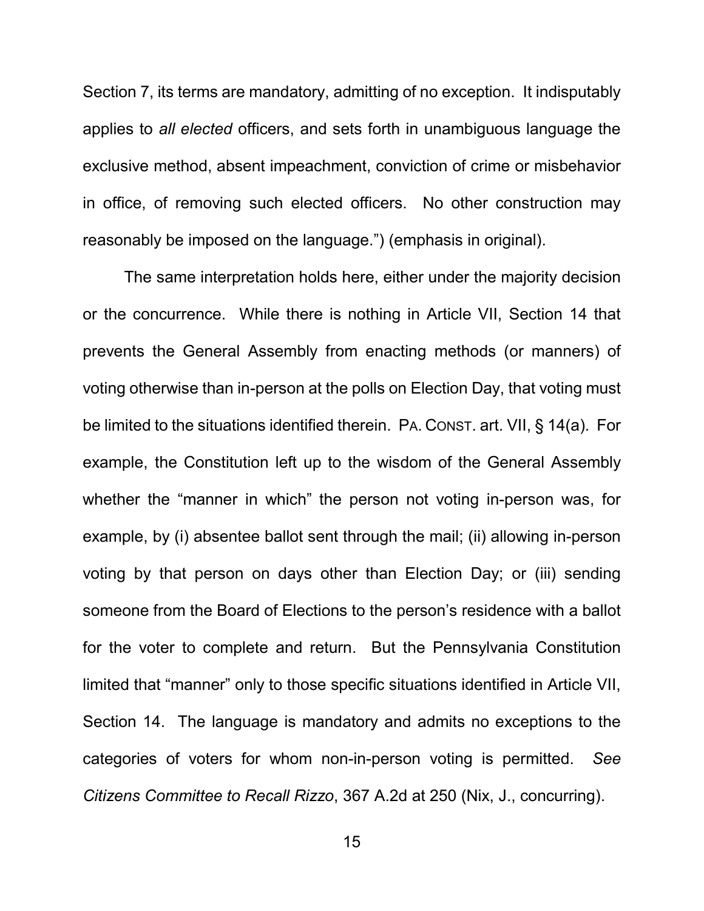Section 7, its terms are mandatory, admitting of no exception. It indisputably applies to *all elected* officers, and sets forth in unambiguous language the exclusive method, absent impeachment, conviction of crime or misbehavior in office, of removing such elected officers. No other construction may reasonably be imposed on the language.") (emphasis in original).

The same interpretation holds here, either under the majority decision or the concurrence. While there is nothing in Article VII, Section 14 that prevents the General Assembly from enacting methods (or manners) of voting otherwise than in-person at the polls on Election Day, that voting must be limited to the situations identified therein. PA. CONST. art. VII, § 14(a). For example, the Constitution left up to the wisdom of the General Assembly whether the "manner in which" the person not voting in-person was, for example, by (i) absentee ballot sent through the mail; (ii) allowing in-person voting by that person on days other than Election Day; or (iii) sending someone from the Board of Elections to the person's residence with a ballot for the voter to complete and return. But the Pennsylvania Constitution limited that "manner" only to those specific situations identified in Article VII, Section 14. The language is mandatory and admits no exceptions to the categories of voters for whom non-in-person voting is permitted. *See Citizens Committee to Recall Rizzo*, 367 A.2d at 250 (Nix, J., concurring).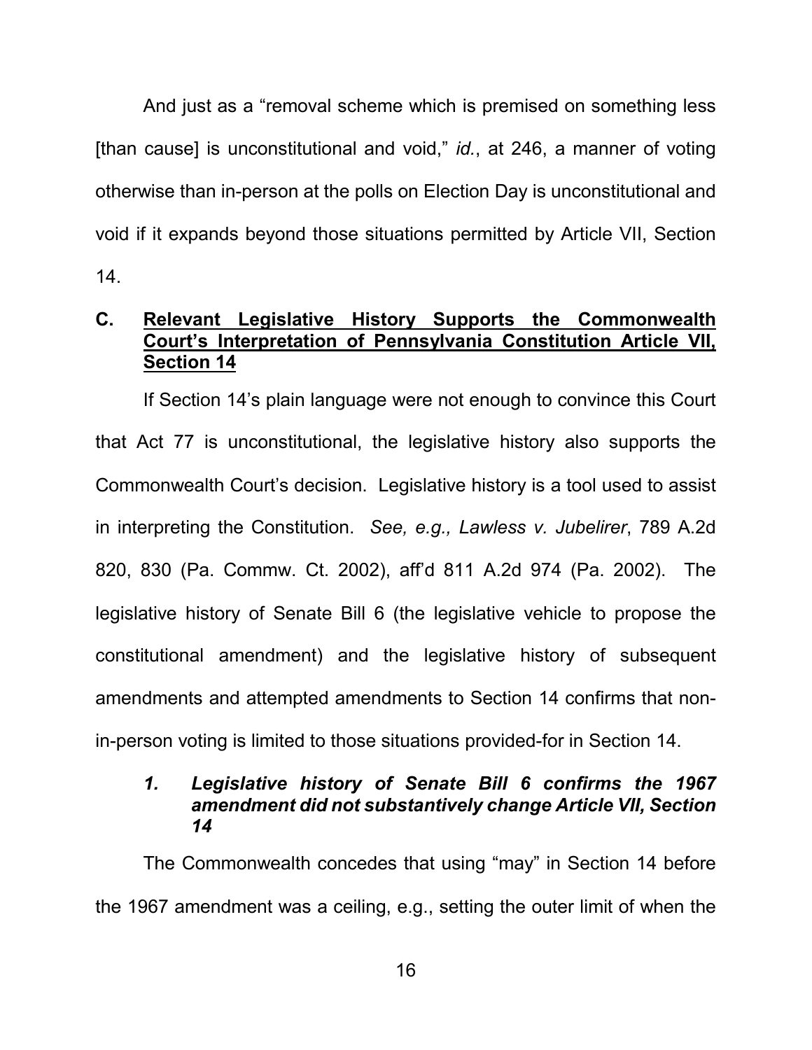And just as a "removal scheme which is premised on something less [than cause] is unconstitutional and void," *id.*, at 246, a manner of voting otherwise than in-person at the polls on Election Day is unconstitutional and void if it expands beyond those situations permitted by Article VII, Section 14.

## C. Relevant Legislative History Supports the Commonwealth Court's Interpretation of Pennsylvania Constitution Article VII, Section 14

If Section 14's plain language were not enough to convince this Court that Act 77 is unconstitutional, the legislative history also supports the Commonwealth Court's decision. Legislative history is a tool used to assist in interpreting the Constitution. *See, e.g., Lawless v. Jubelirer*, 789 A.2d 820, 830 (Pa. Commw. Ct. 2002), aff'd 811 A.2d 974 (Pa. 2002). The legislative history of Senate Bill 6 (the legislative vehicle to propose the constitutional amendment) and the legislative history of subsequent amendments and attempted amendments to Section 14 confirms that non-in-person voting is limited to those situations provided-for in Section 14.

### *1. Legislative history of Senate Bill 6 confirms the 1967 amendment did not substantively change Article VII, Section 14*

The Commonwealth concedes that using "may" in Section 14 before the 1967 amendment was a ceiling, e.g., setting the outer limit of when the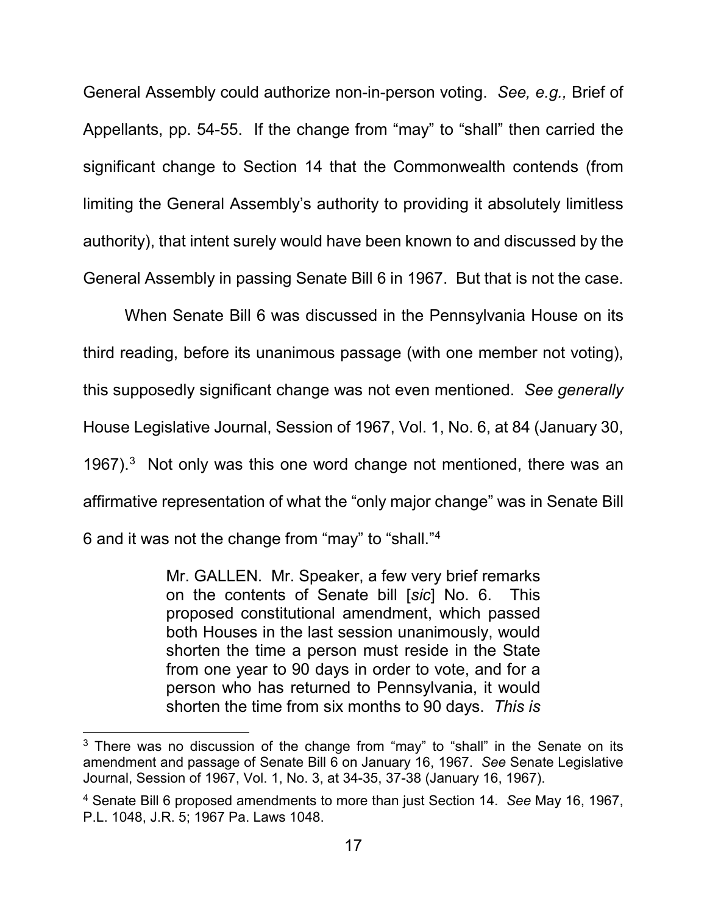General Assembly could authorize non-in-person voting. *See, e.g.,* Brief of Appellants, pp. 54-55. If the change from "may" to "shall" then carried the significant change to Section 14 that the Commonwealth contends (from limiting the General Assembly's authority to providing it absolutely limitless authority), that intent surely would have been known to and discussed by the General Assembly in passing Senate Bill 6 in 1967. But that is not the case.

When Senate Bill 6 was discussed in the Pennsylvania House on its third reading, before its unanimous passage (with one member not voting), this supposedly significant change was not even mentioned. *See generally* House Legislative Journal, Session of 1967, Vol. 1, No. 6, at 84 (January 30, 1967).[3] Not only was this one word change not mentioned, there was an affirmative representation of what the "only major change" was in Senate Bill 6 and it was not the change from "may" to "shall."[4]

> Mr. GALLEN. Mr. Speaker, a few very brief remarks on the contents of Senate bill [*sic*] No. 6. This proposed constitutional amendment, which passed both Houses in the last session unanimously, would shorten the time a person must reside in the State from one year to 90 days in order to vote, and for a person who has returned to Pennsylvania, it would shorten the time from six months to 90 days. *This is*

[3] There was no discussion of the change from "may" to "shall" in the Senate on its amendment and passage of Senate Bill 6 on January 16, 1967. *See* Senate Legislative Journal, Session of 1967, Vol. 1, No. 3, at 34-35, 37-38 (January 16, 1967).

[4] Senate Bill 6 proposed amendments to more than just Section 14. *See* May 16, 1967, P.L. 1048, J.R. 5; 1967 Pa. Laws 1048.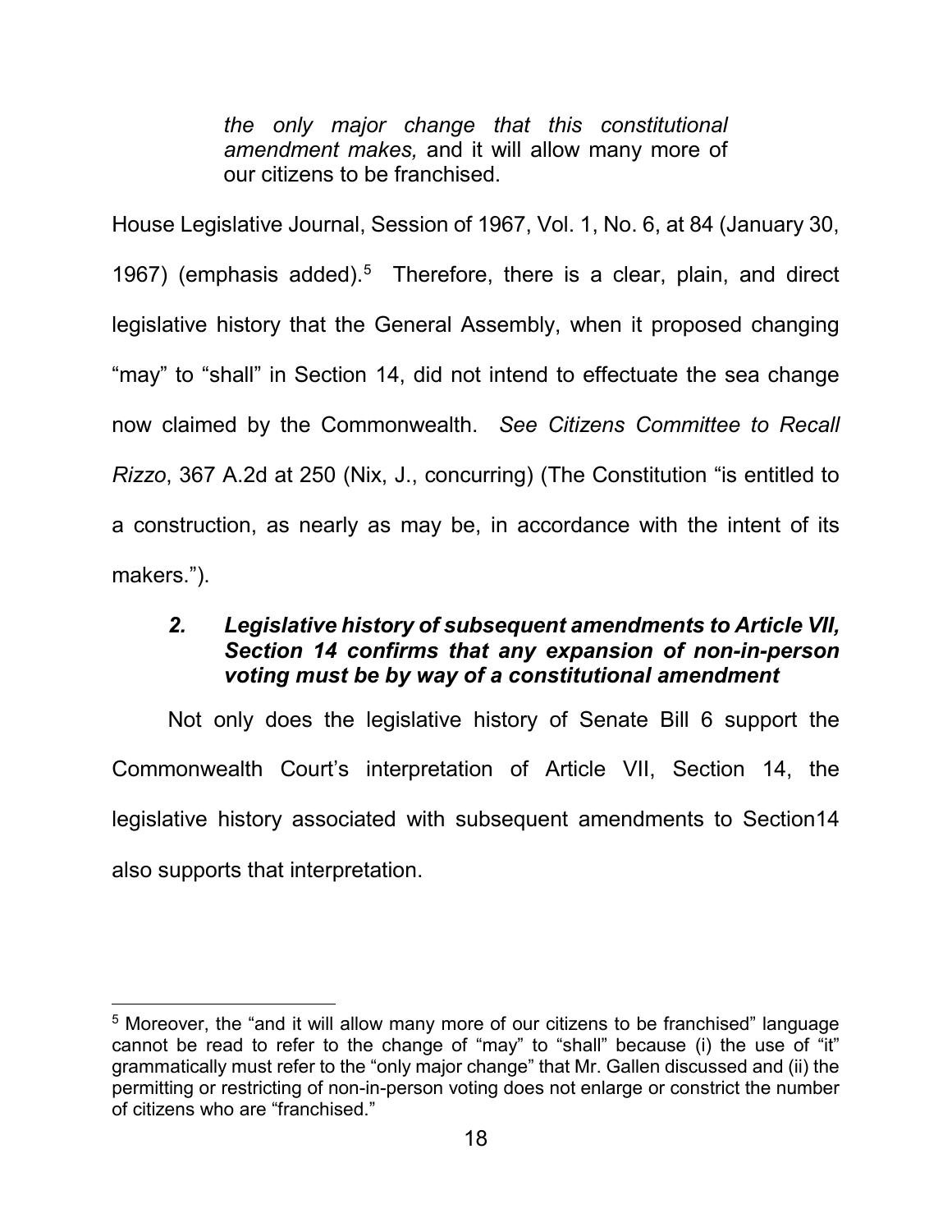> *the only major change that this constitutional amendment makes,* and it will allow many more of our citizens to be franchised.

House Legislative Journal, Session of 1967, Vol. 1, No. 6, at 84 (January 30, 1967) (emphasis added).[5] Therefore, there is a clear, plain, and direct legislative history that the General Assembly, when it proposed changing "may" to "shall" in Section 14, did not intend to effectuate the sea change now claimed by the Commonwealth. *See Citizens Committee to Recall Rizzo*, 367 A.2d at 250 (Nix, J., concurring) (The Constitution "is entitled to a construction, as nearly as may be, in accordance with the intent of its makers.").

### ***2. Legislative history of subsequent amendments to Article VII, Section 14 confirms that any expansion of non-in-person voting must be by way of a constitutional amendment***

Not only does the legislative history of Senate Bill 6 support the Commonwealth Court's interpretation of Article VII, Section 14, the legislative history associated with subsequent amendments to Section14 also supports that interpretation.

---

[5] Moreover, the "and it will allow many more of our citizens to be franchised" language cannot be read to refer to the change of "may" to "shall" because (i) the use of "it" grammatically must refer to the "only major change" that Mr. Gallen discussed and (ii) the permitting or restricting of non-in-person voting does not enlarge or constrict the number of citizens who are "franchised."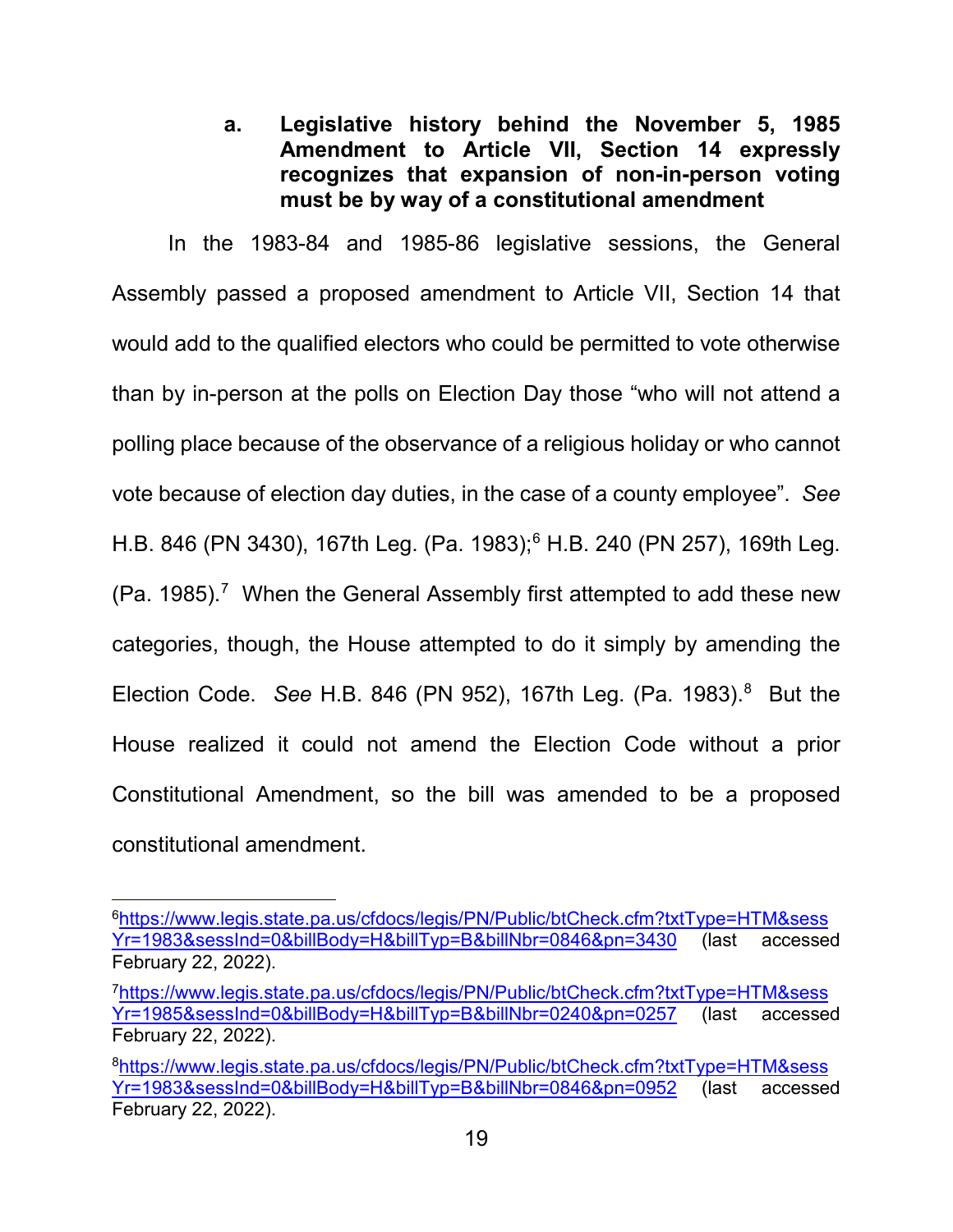**a. Legislative history behind the November 5, 1985 Amendment to Article VII, Section 14 expressly recognizes that expansion of non-in-person voting must be by way of a constitutional amendment**

In the 1983-84 and 1985-86 legislative sessions, the General Assembly passed a proposed amendment to Article VII, Section 14 that would add to the qualified electors who could be permitted to vote otherwise than by in-person at the polls on Election Day those "who will not attend a polling place because of the observance of a religious holiday or who cannot vote because of election day duties, in the case of a county employee". *See* H.B. 846 (PN 3430), 167th Leg. (Pa. 1983);[6] H.B. 240 (PN 257), 169th Leg. (Pa. 1985).[7] When the General Assembly first attempted to add these new categories, though, the House attempted to do it simply by amending the Election Code. *See* H.B. 846 (PN 952), 167th Leg. (Pa. 1983).[8] But the House realized it could not amend the Election Code without a prior Constitutional Amendment, so the bill was amended to be a proposed constitutional amendment.

---

[6]https://www.legis.state.pa.us/cfdocs/legis/PN/Public/btCheck.cfm?txtType=HTM&sessYr=1983&sessInd=0&billBody=H&billTyp=B&billNbr=0846&pn=3430 (last accessed February 22, 2022).

[7]https://www.legis.state.pa.us/cfdocs/legis/PN/Public/btCheck.cfm?txtType=HTM&sessYr=1985&sessInd=0&billBody=H&billTyp=B&billNbr=0240&pn=0257 (last accessed February 22, 2022).

[8]https://www.legis.state.pa.us/cfdocs/legis/PN/Public/btCheck.cfm?txtType=HTM&sessYr=1983&sessInd=0&billBody=H&billTyp=B&billNbr=0846&pn=0952 (last accessed February 22, 2022).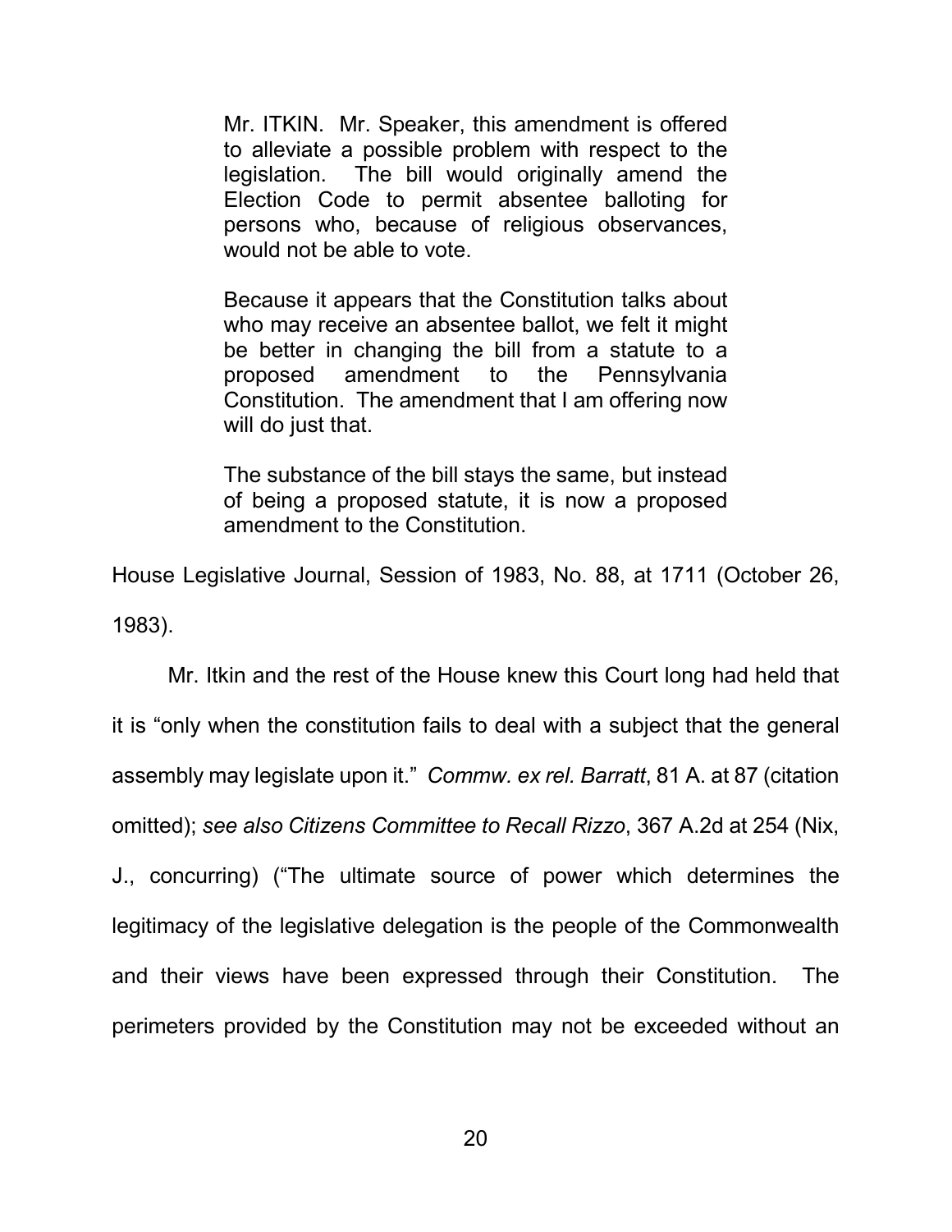> Mr. ITKIN. Mr. Speaker, this amendment is offered to alleviate a possible problem with respect to the legislation. The bill would originally amend the Election Code to permit absentee balloting for persons who, because of religious observances, would not be able to vote.
>
> Because it appears that the Constitution talks about who may receive an absentee ballot, we felt it might be better in changing the bill from a statute to a proposed amendment to the Pennsylvania Constitution. The amendment that I am offering now will do just that.
>
> The substance of the bill stays the same, but instead of being a proposed statute, it is now a proposed amendment to the Constitution.

House Legislative Journal, Session of 1983, No. 88, at 1711 (October 26, 1983).

Mr. Itkin and the rest of the House knew this Court long had held that it is "only when the constitution fails to deal with a subject that the general assembly may legislate upon it." *Commw. ex rel. Barratt*, 81 A. at 87 (citation omitted); *see also Citizens Committee to Recall Rizzo*, 367 A.2d at 254 (Nix, J., concurring) ("The ultimate source of power which determines the legitimacy of the legislative delegation is the people of the Commonwealth and their views have been expressed through their Constitution. The perimeters provided by the Constitution may not be exceeded without an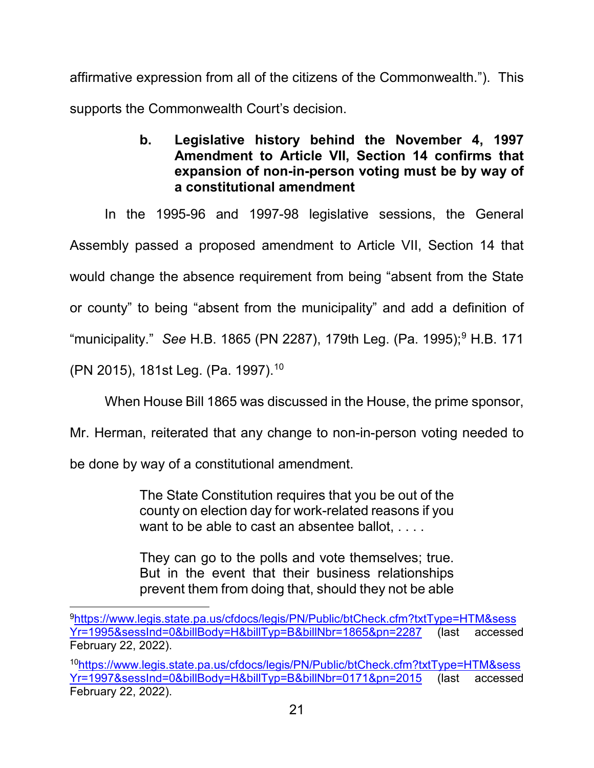affirmative expression from all of the citizens of the Commonwealth."). This supports the Commonwealth Court's decision.

**b. Legislative history behind the November 4, 1997 Amendment to Article VII, Section 14 confirms that expansion of non-in-person voting must be by way of a constitutional amendment**

In the 1995-96 and 1997-98 legislative sessions, the General Assembly passed a proposed amendment to Article VII, Section 14 that would change the absence requirement from being "absent from the State or county" to being "absent from the municipality" and add a definition of "municipality." *See* H.B. 1865 (PN 2287), 179th Leg. (Pa. 1995);[9] H.B. 171 (PN 2015), 181st Leg. (Pa. 1997).[10]

When House Bill 1865 was discussed in the House, the prime sponsor, Mr. Herman, reiterated that any change to non-in-person voting needed to be done by way of a constitutional amendment.

> The State Constitution requires that you be out of the county on election day for work-related reasons if you want to be able to cast an absentee ballot, . . . .
>
> They can go to the polls and vote themselves; true. But in the event that their business relationships prevent them from doing that, should they not be able

[9] https://www.legis.state.pa.us/cfdocs/legis/PN/Public/btCheck.cfm?txtType=HTM&sessYr=1995&sessInd=0&billBody=H&billTyp=B&billNbr=1865&pn=2287 (last accessed February 22, 2022).

[10] https://www.legis.state.pa.us/cfdocs/legis/PN/Public/btCheck.cfm?txtType=HTM&sessYr=1997&sessInd=0&billBody=H&billTyp=B&billNbr=0171&pn=2015 (last accessed February 22, 2022).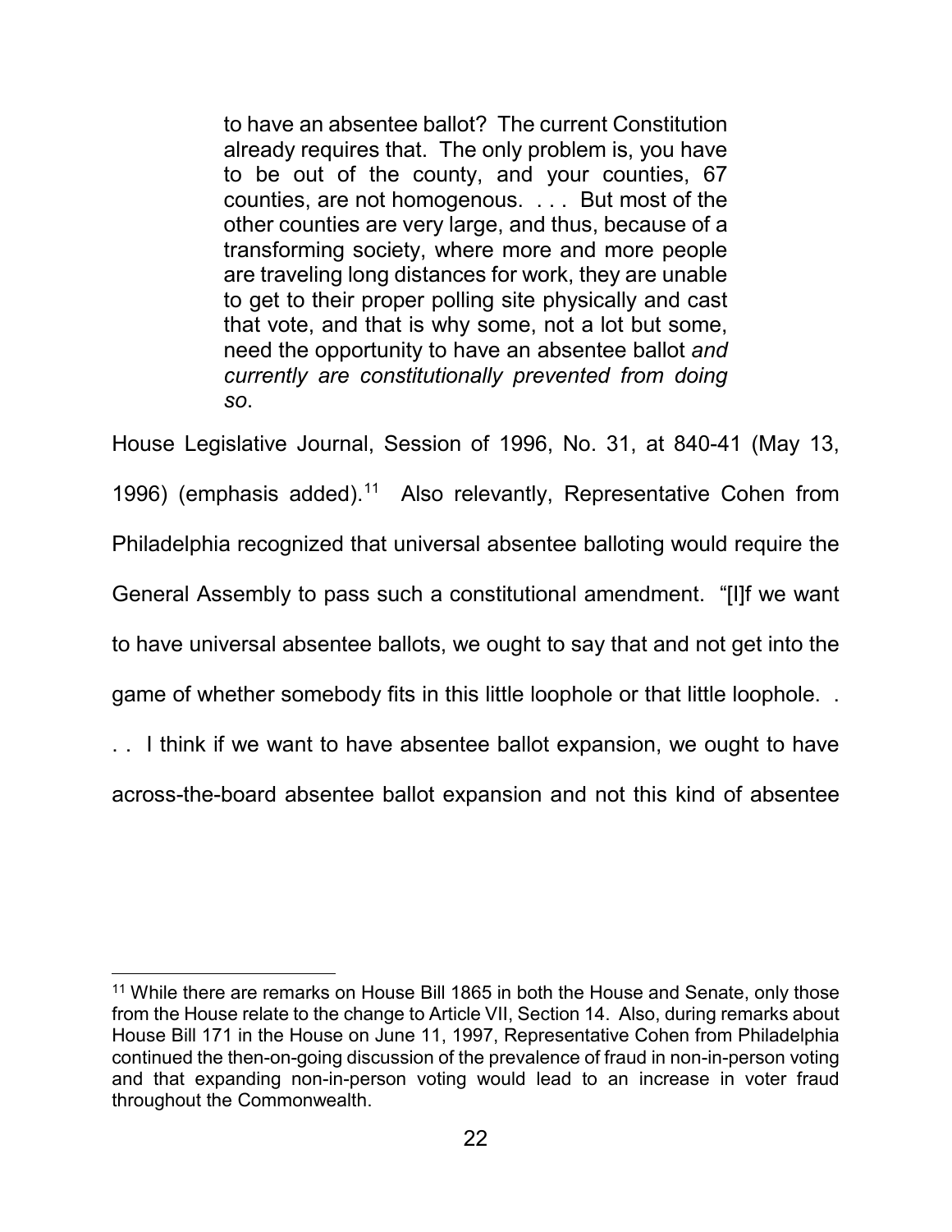> to have an absentee ballot? The current Constitution already requires that. The only problem is, you have to be out of the county, and your counties, 67 counties, are not homogenous. . . . But most of the other counties are very large, and thus, because of a transforming society, where more and more people are traveling long distances for work, they are unable to get to their proper polling site physically and cast that vote, and that is why some, not a lot but some, need the opportunity to have an absentee ballot *and currently are constitutionally prevented from doing so*.

House Legislative Journal, Session of 1996, No. 31, at 840-41 (May 13, 1996) (emphasis added).[11] Also relevantly, Representative Cohen from Philadelphia recognized that universal absentee balloting would require the General Assembly to pass such a constitutional amendment. "[I]f we want to have universal absentee ballots, we ought to say that and not get into the game of whether somebody fits in this little loophole or that little loophole. . . . I think if we want to have absentee ballot expansion, we ought to have across-the-board absentee ballot expansion and not this kind of absentee

[11] While there are remarks on House Bill 1865 in both the House and Senate, only those from the House relate to the change to Article VII, Section 14. Also, during remarks about House Bill 171 in the House on June 11, 1997, Representative Cohen from Philadelphia continued the then-on-going discussion of the prevalence of fraud in non-in-person voting and that expanding non-in-person voting would lead to an increase in voter fraud throughout the Commonwealth.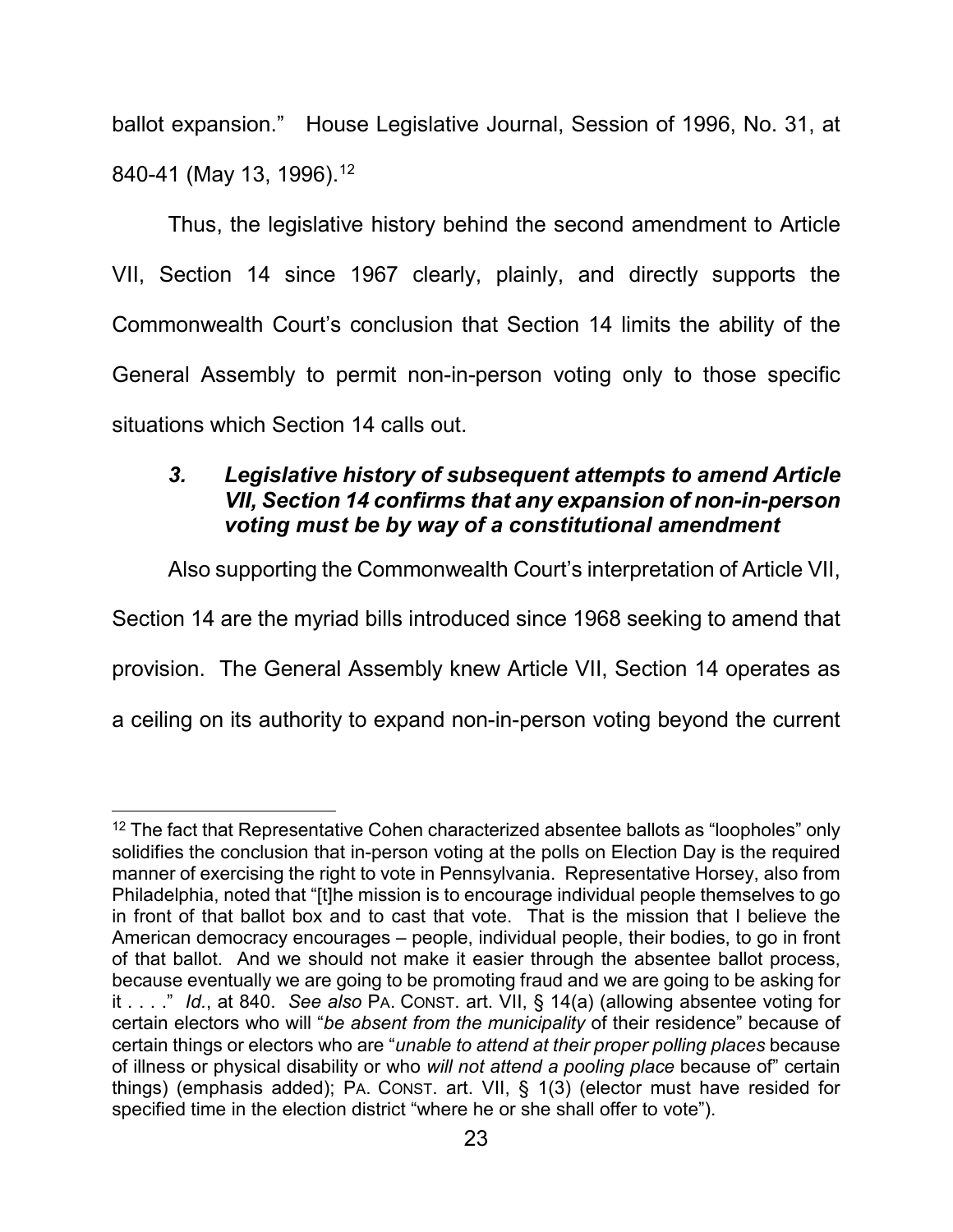ballot expansion." House Legislative Journal, Session of 1996, No. 31, at 840-41 (May 13, 1996).[12]

Thus, the legislative history behind the second amendment to Article VII, Section 14 since 1967 clearly, plainly, and directly supports the Commonwealth Court's conclusion that Section 14 limits the ability of the General Assembly to permit non-in-person voting only to those specific situations which Section 14 calls out.

### *3. Legislative history of subsequent attempts to amend Article VII, Section 14 confirms that any expansion of non-in-person voting must be by way of a constitutional amendment*

Also supporting the Commonwealth Court's interpretation of Article VII, Section 14 are the myriad bills introduced since 1968 seeking to amend that provision. The General Assembly knew Article VII, Section 14 operates as a ceiling on its authority to expand non-in-person voting beyond the current

---

[12] The fact that Representative Cohen characterized absentee ballots as "loopholes" only solidifies the conclusion that in-person voting at the polls on Election Day is the required manner of exercising the right to vote in Pennsylvania. Representative Horsey, also from Philadelphia, noted that "[t]he mission is to encourage individual people themselves to go in front of that ballot box and to cast that vote. That is the mission that I believe the American democracy encourages – people, individual people, their bodies, to go in front of that ballot. And we should not make it easier through the absentee ballot process, because eventually we are going to be promoting fraud and we are going to be asking for it . . . ." *Id.*, at 840. *See also* PA. CONST. art. VII, § 14(a) (allowing absentee voting for certain electors who will "*be absent from the municipality* of their residence" because of certain things or electors who are "*unable to attend at their proper polling places* because of illness or physical disability or who *will not attend a pooling place* because of" certain things) (emphasis added); PA. CONST. art. VII, § 1(3) (elector must have resided for specified time in the election district "where he or she shall offer to vote").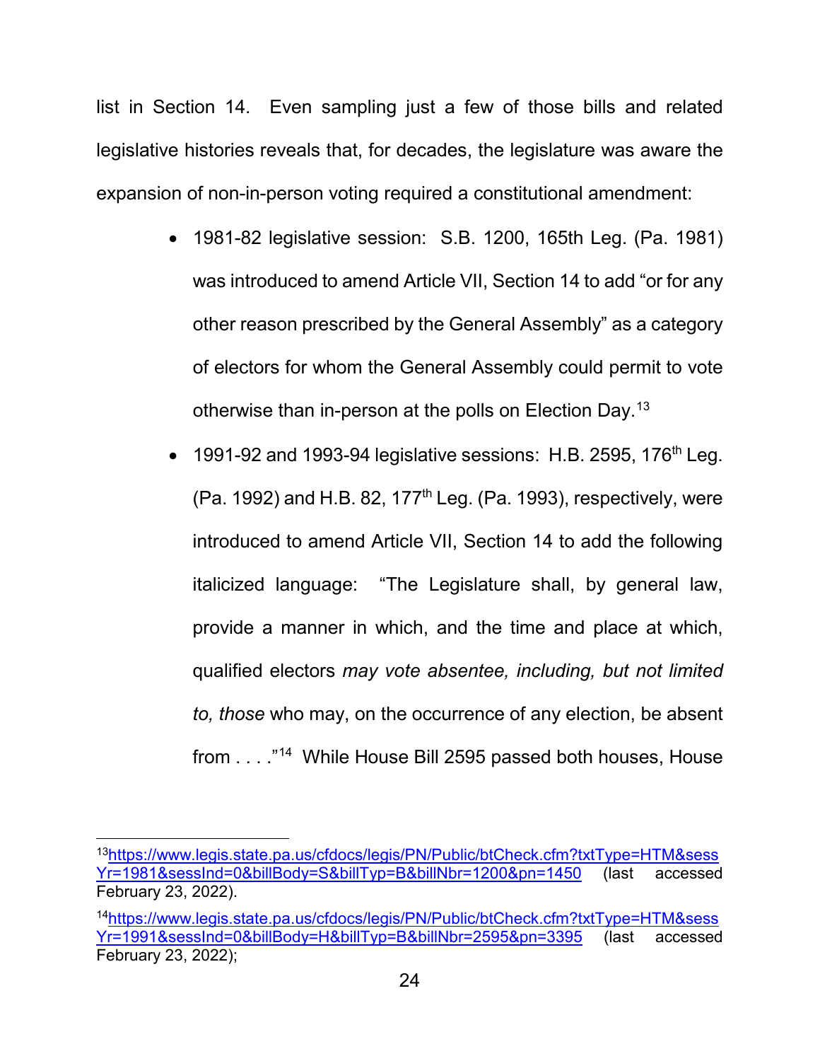list in Section 14. Even sampling just a few of those bills and related legislative histories reveals that, for decades, the legislature was aware the expansion of non-in-person voting required a constitutional amendment:

- 1981-82 legislative session: S.B. 1200, 165th Leg. (Pa. 1981) was introduced to amend Article VII, Section 14 to add "or for any other reason prescribed by the General Assembly" as a category of electors for whom the General Assembly could permit to vote otherwise than in-person at the polls on Election Day.[13]
- 1991-92 and 1993-94 legislative sessions: H.B. 2595, 176th Leg. (Pa. 1992) and H.B. 82, 177th Leg. (Pa. 1993), respectively, were introduced to amend Article VII, Section 14 to add the following italicized language: "The Legislature shall, by general law, provide a manner in which, and the time and place at which, qualified electors *may vote absentee, including, but not limited to, those* who may, on the occurrence of any election, be absent from . . . ."[14] While House Bill 2595 passed both houses, House

---

[13] https://www.legis.state.pa.us/cfdocs/legis/PN/Public/btCheck.cfm?txtType=HTM&sessYr=1981&sessInd=0&billBody=S&billTyp=B&billNbr=1200&pn=1450 (last accessed February 23, 2022).

[14] https://www.legis.state.pa.us/cfdocs/legis/PN/Public/btCheck.cfm?txtType=HTM&sessYr=1991&sessInd=0&billBody=H&billTyp=B&billNbr=2595&pn=3395 (last accessed February 23, 2022);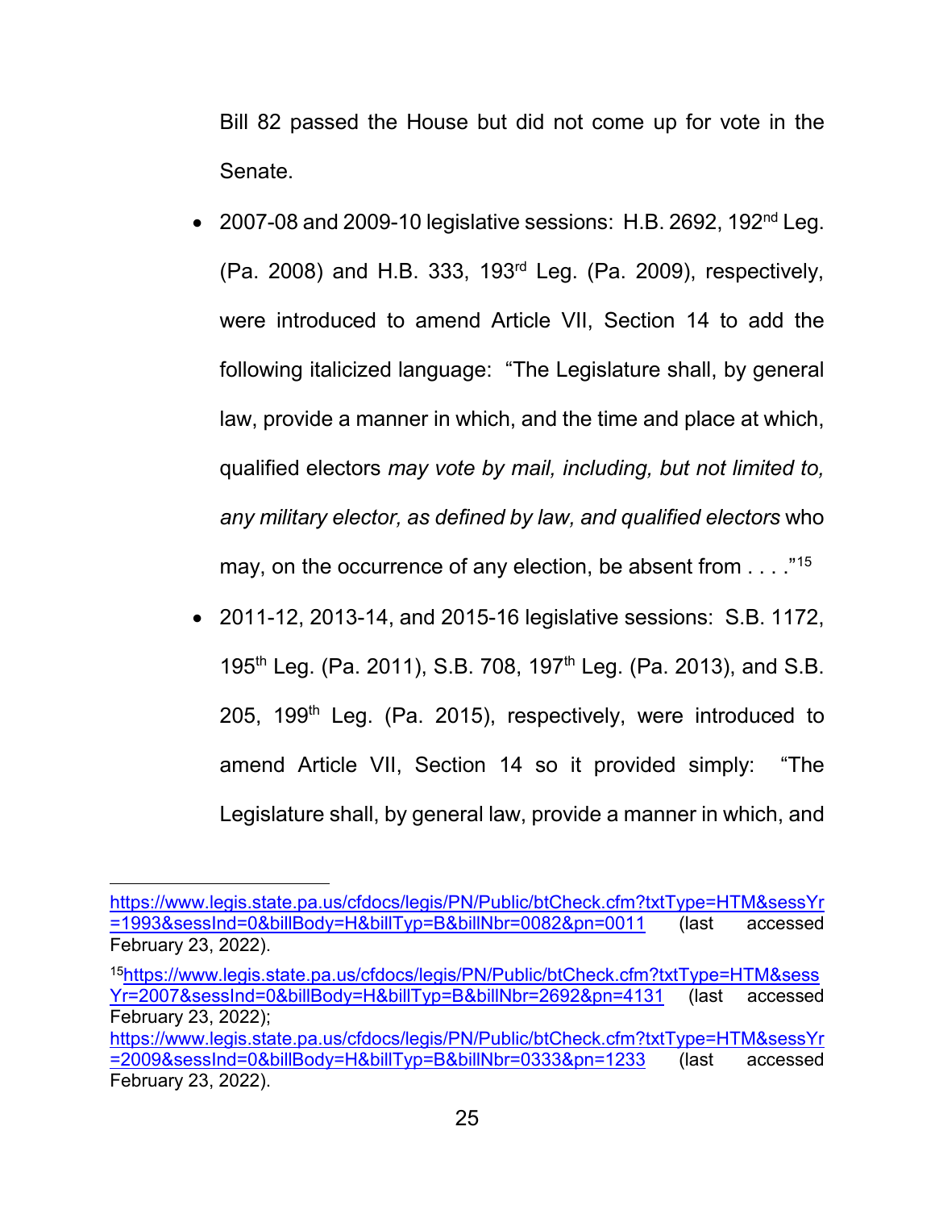Bill 82 passed the House but did not come up for vote in the Senate.

- 2007-08 and 2009-10 legislative sessions: H.B. 2692, 192nd Leg. (Pa. 2008) and H.B. 333, 193rd Leg. (Pa. 2009), respectively, were introduced to amend Article VII, Section 14 to add the following italicized language: "The Legislature shall, by general law, provide a manner in which, and the time and place at which, qualified electors *may vote by mail, including, but not limited to, any military elector, as defined by law, and qualified electors* who may, on the occurrence of any election, be absent from . . . ."[15]

- 2011-12, 2013-14, and 2015-16 legislative sessions: S.B. 1172, 195th Leg. (Pa. 2011), S.B. 708, 197th Leg. (Pa. 2013), and S.B. 205, 199th Leg. (Pa. 2015), respectively, were introduced to amend Article VII, Section 14 so it provided simply: "The Legislature shall, by general law, provide a manner in which, and

---

https://www.legis.state.pa.us/cfdocs/legis/PN/Public/btCheck.cfm?txtType=HTM&sessYr=1993&sessInd=0&billBody=H&billTyp=B&billNbr=0082&pn=0011 (last accessed February 23, 2022).

[15] https://www.legis.state.pa.us/cfdocs/legis/PN/Public/btCheck.cfm?txtType=HTM&sessYr=2007&sessInd=0&billBody=H&billTyp=B&billNbr=2692&pn=4131 (last accessed February 23, 2022); https://www.legis.state.pa.us/cfdocs/legis/PN/Public/btCheck.cfm?txtType=HTM&sessYr=2009&sessInd=0&billBody=H&billTyp=B&billNbr=0333&pn=1233 (last accessed February 23, 2022).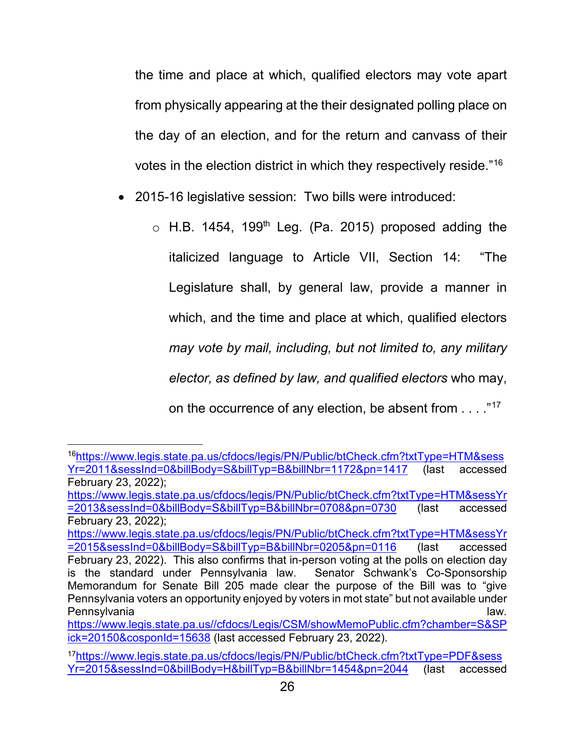the time and place at which, qualified electors may vote apart from physically appearing at the their designated polling place on the day of an election, and for the return and canvass of their votes in the election district in which they respectively reside."[16]

- 2015-16 legislative session: Two bills were introduced:
  - H.B. 1454, 199th Leg. (Pa. 2015) proposed adding the italicized language to Article VII, Section 14: "The Legislature shall, by general law, provide a manner in which, and the time and place at which, qualified electors *may vote by mail, including, but not limited to, any military elector, as defined by law, and qualified electors* who may, on the occurrence of any election, be absent from . . . ."[17]

---

[16] https://www.legis.state.pa.us/cfdocs/legis/PN/Public/btCheck.cfm?txtType=HTM&sessYr=2011&sessInd=0&billBody=S&billTyp=B&billNbr=1172&pn=1417 (last accessed February 23, 2022); https://www.legis.state.pa.us/cfdocs/legis/PN/Public/btCheck.cfm?txtType=HTM&sessYr=2013&sessInd=0&billBody=S&billTyp=B&billNbr=0708&pn=0730 (last accessed February 23, 2022); https://www.legis.state.pa.us/cfdocs/legis/PN/Public/btCheck.cfm?txtType=HTM&sessYr=2015&sessInd=0&billBody=S&billTyp=B&billNbr=0205&pn=0116 (last accessed February 23, 2022). This also confirms that in-person voting at the polls on election day is the standard under Pennsylvania law. Senator Schwank's Co-Sponsorship Memorandum for Senate Bill 205 made clear the purpose of the Bill was to "give Pennsylvania voters an opportunity enjoyed by voters in mot state" but not available under Pennsylvania law. https://www.legis.state.pa.us//cfdocs/Legis/CSM/showMemoPublic.cfm?chamber=S&SPick=20150&cosponId=15638 (last accessed February 23, 2022).

[17] https://www.legis.state.pa.us/cfdocs/legis/PN/Public/btCheck.cfm?txtType=PDF&sessYr=2015&sessInd=0&billBody=H&billTyp=B&billNbr=1454&pn=2044 (last accessed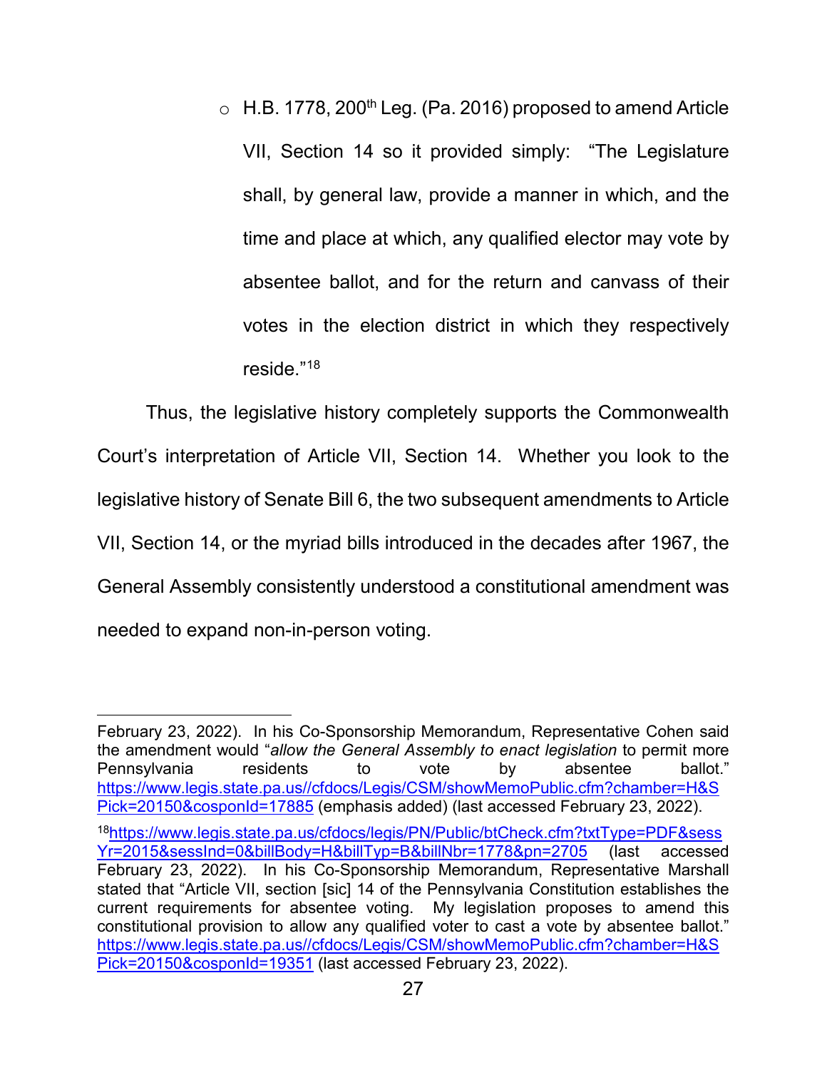- H.B. 1778, 200th Leg. (Pa. 2016) proposed to amend Article VII, Section 14 so it provided simply: "The Legislature shall, by general law, provide a manner in which, and the time and place at which, any qualified elector may vote by absentee ballot, and for the return and canvass of their votes in the election district in which they respectively reside."[18]

Thus, the legislative history completely supports the Commonwealth Court's interpretation of Article VII, Section 14. Whether you look to the legislative history of Senate Bill 6, the two subsequent amendments to Article VII, Section 14, or the myriad bills introduced in the decades after 1967, the General Assembly consistently understood a constitutional amendment was needed to expand non-in-person voting.

---

February 23, 2022). In his Co-Sponsorship Memorandum, Representative Cohen said the amendment would "*allow the General Assembly to enact legislation* to permit more Pennsylvania residents to vote by absentee ballot." https://www.legis.state.pa.us//cfdocs/Legis/CSM/showMemoPublic.cfm?chamber=H&SPick=20150&cosponId=17885 (emphasis added) (last accessed February 23, 2022).

[18] https://www.legis.state.pa.us/cfdocs/legis/PN/Public/btCheck.cfm?txtType=PDF&sessYr=2015&sessInd=0&billBody=H&billTyp=B&billNbr=1778&pn=2705 (last accessed February 23, 2022). In his Co-Sponsorship Memorandum, Representative Marshall stated that "Article VII, section [sic] 14 of the Pennsylvania Constitution establishes the current requirements for absentee voting. My legislation proposes to amend this constitutional provision to allow any qualified voter to cast a vote by absentee ballot." https://www.legis.state.pa.us//cfdocs/Legis/CSM/showMemoPublic.cfm?chamber=H&SPick=20150&cosponId=19351 (last accessed February 23, 2022).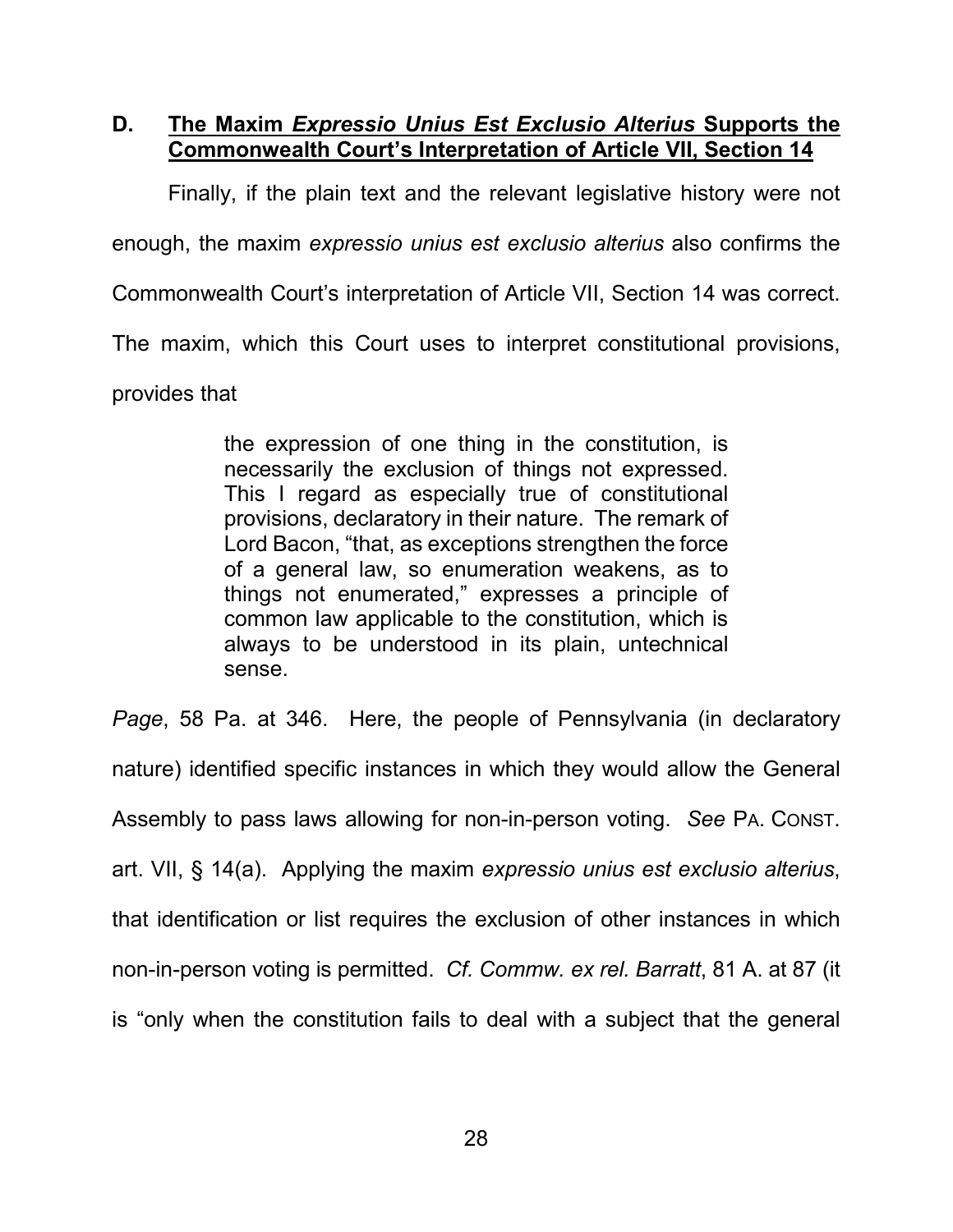### D. **The Maxim *Expressio Unius Est Exclusio Alterius* Supports the Commonwealth Court's Interpretation of Article VII, Section 14**

Finally, if the plain text and the relevant legislative history were not enough, the maxim *expressio unius est exclusio alterius* also confirms the Commonwealth Court's interpretation of Article VII, Section 14 was correct. The maxim, which this Court uses to interpret constitutional provisions, provides that

> the expression of one thing in the constitution, is necessarily the exclusion of things not expressed. This I regard as especially true of constitutional provisions, declaratory in their nature. The remark of Lord Bacon, "that, as exceptions strengthen the force of a general law, so enumeration weakens, as to things not enumerated," expresses a principle of common law applicable to the constitution, which is always to be understood in its plain, untechnical sense.

*Page*, 58 Pa. at 346. Here, the people of Pennsylvania (in declaratory nature) identified specific instances in which they would allow the General Assembly to pass laws allowing for non-in-person voting. *See* PA. CONST. art. VII, § 14(a). Applying the maxim *expressio unius est exclusio alterius*, that identification or list requires the exclusion of other instances in which non-in-person voting is permitted. *Cf. Commw. ex rel. Barratt*, 81 A. at 87 (it is "only when the constitution fails to deal with a subject that the general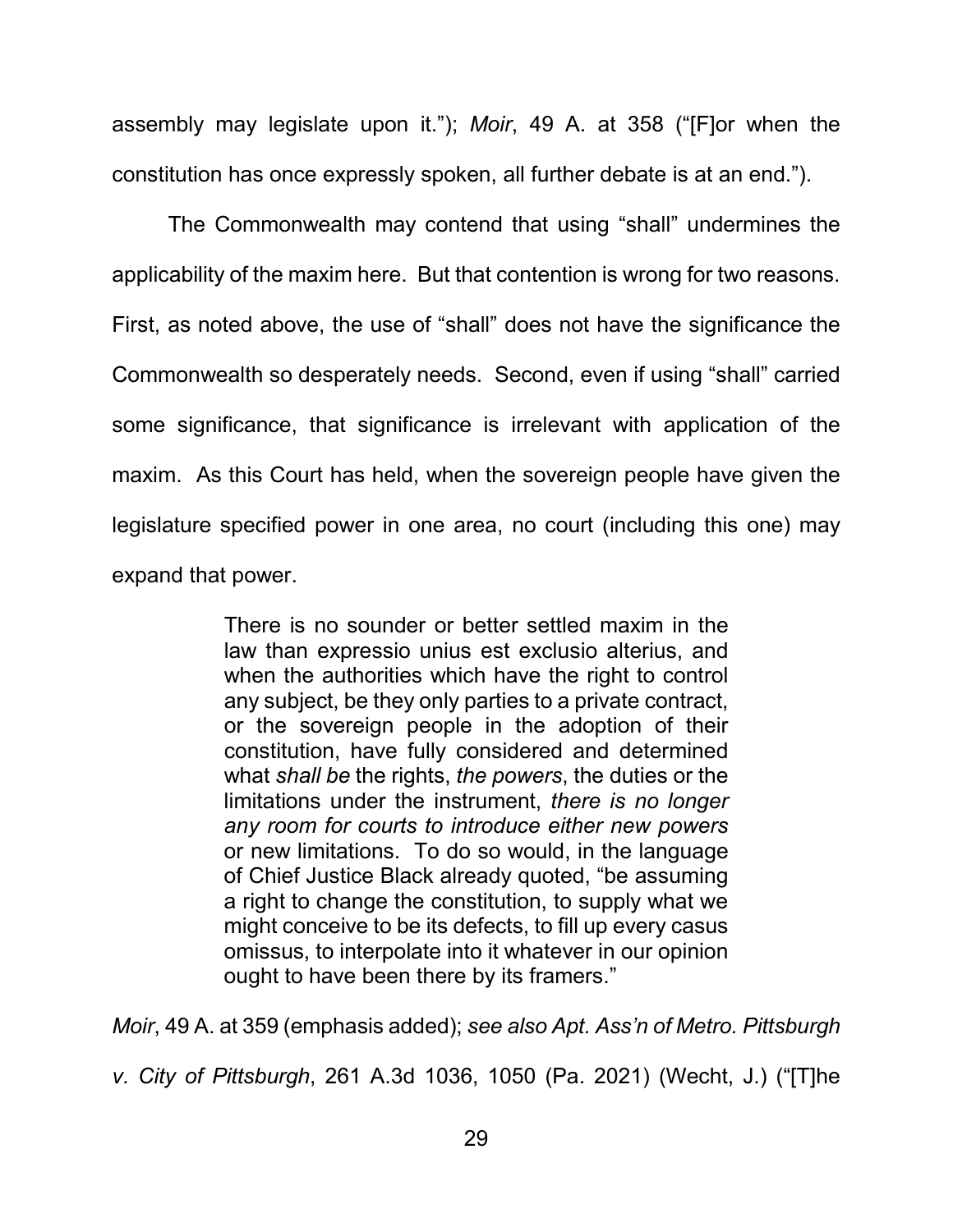assembly may legislate upon it."); *Moir*, 49 A. at 358 ("[F]or when the constitution has once expressly spoken, all further debate is at an end.").

The Commonwealth may contend that using "shall" undermines the applicability of the maxim here. But that contention is wrong for two reasons. First, as noted above, the use of "shall" does not have the significance the Commonwealth so desperately needs. Second, even if using "shall" carried some significance, that significance is irrelevant with application of the maxim. As this Court has held, when the sovereign people have given the legislature specified power in one area, no court (including this one) may expand that power.

> There is no sounder or better settled maxim in the law than expressio unius est exclusio alterius, and when the authorities which have the right to control any subject, be they only parties to a private contract, or the sovereign people in the adoption of their constitution, have fully considered and determined what *shall be* the rights, *the powers*, the duties or the limitations under the instrument, *there is no longer any room for courts to introduce either new powers* or new limitations. To do so would, in the language of Chief Justice Black already quoted, "be assuming a right to change the constitution, to supply what we might conceive to be its defects, to fill up every casus omissus, to interpolate into it whatever in our opinion ought to have been there by its framers."

*Moir*, 49 A. at 359 (emphasis added); *see also Apt. Ass'n of Metro. Pittsburgh v. City of Pittsburgh*, 261 A.3d 1036, 1050 (Pa. 2021) (Wecht, J.) ("[T]he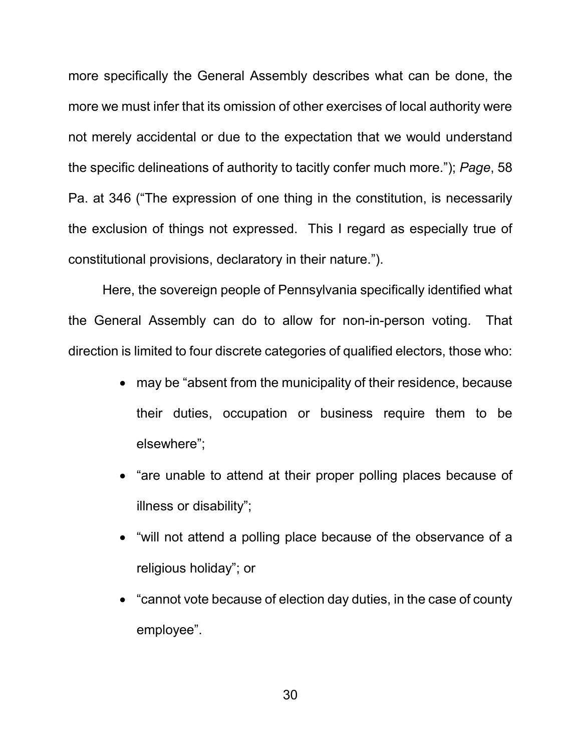more specifically the General Assembly describes what can be done, the more we must infer that its omission of other exercises of local authority were not merely accidental or due to the expectation that we would understand the specific delineations of authority to tacitly confer much more."); *Page*, 58 Pa. at 346 ("The expression of one thing in the constitution, is necessarily the exclusion of things not expressed. This I regard as especially true of constitutional provisions, declaratory in their nature.").

Here, the sovereign people of Pennsylvania specifically identified what the General Assembly can do to allow for non-in-person voting. That direction is limited to four discrete categories of qualified electors, those who:

- may be "absent from the municipality of their residence, because their duties, occupation or business require them to be elsewhere";
- "are unable to attend at their proper polling places because of illness or disability";
- "will not attend a polling place because of the observance of a religious holiday"; or
- "cannot vote because of election day duties, in the case of county employee".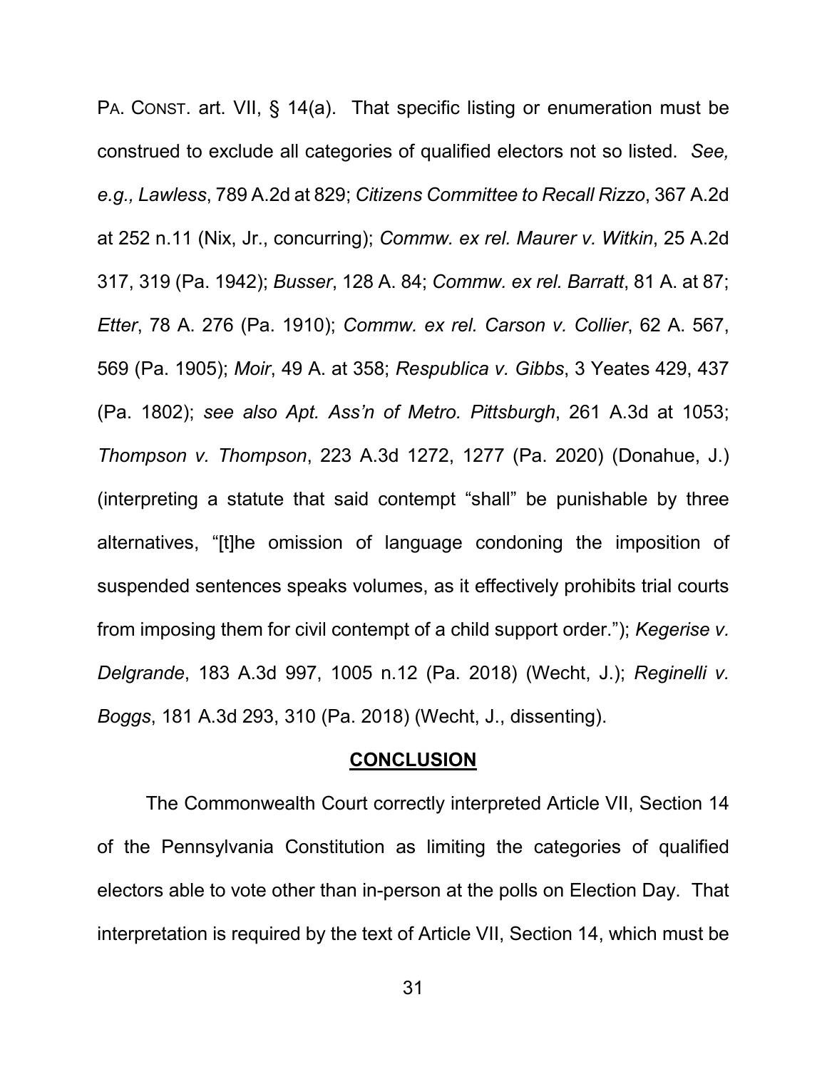PA. CONST. art. VII, § 14(a). That specific listing or enumeration must be construed to exclude all categories of qualified electors not so listed. *See, e.g., Lawless*, 789 A.2d at 829; *Citizens Committee to Recall Rizzo*, 367 A.2d at 252 n.11 (Nix, Jr., concurring); *Commw. ex rel. Maurer v. Witkin*, 25 A.2d 317, 319 (Pa. 1942); *Busser*, 128 A. 84; *Commw. ex rel. Barratt*, 81 A. at 87; *Etter*, 78 A. 276 (Pa. 1910); *Commw. ex rel. Carson v. Collier*, 62 A. 567, 569 (Pa. 1905); *Moir*, 49 A. at 358; *Respublica v. Gibbs*, 3 Yeates 429, 437 (Pa. 1802); *see also Apt. Ass'n of Metro. Pittsburgh*, 261 A.3d at 1053; *Thompson v. Thompson*, 223 A.3d 1272, 1277 (Pa. 2020) (Donahue, J.) (interpreting a statute that said contempt "shall" be punishable by three alternatives, "[t]he omission of language condoning the imposition of suspended sentences speaks volumes, as it effectively prohibits trial courts from imposing them for civil contempt of a child support order."); *Kegerise v. Delgrande*, 183 A.3d 997, 1005 n.12 (Pa. 2018) (Wecht, J.); *Reginelli v. Boggs*, 181 A.3d 293, 310 (Pa. 2018) (Wecht, J., dissenting).

## **CONCLUSION**

The Commonwealth Court correctly interpreted Article VII, Section 14 of the Pennsylvania Constitution as limiting the categories of qualified electors able to vote other than in-person at the polls on Election Day. That interpretation is required by the text of Article VII, Section 14, which must be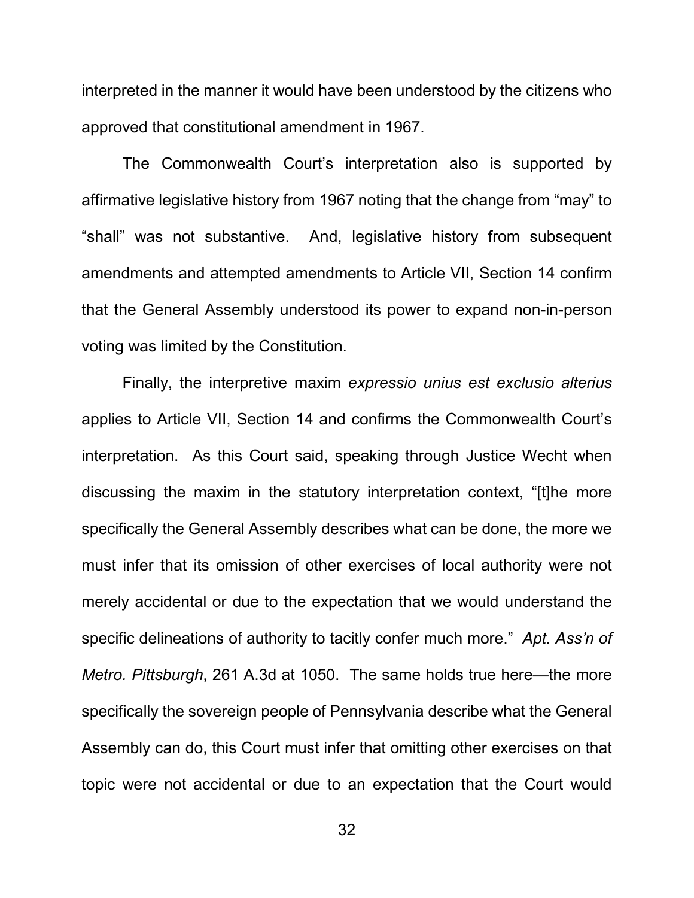interpreted in the manner it would have been understood by the citizens who approved that constitutional amendment in 1967.

The Commonwealth Court's interpretation also is supported by affirmative legislative history from 1967 noting that the change from "may" to "shall" was not substantive. And, legislative history from subsequent amendments and attempted amendments to Article VII, Section 14 confirm that the General Assembly understood its power to expand non-in-person voting was limited by the Constitution.

Finally, the interpretive maxim *expressio unius est exclusio alterius* applies to Article VII, Section 14 and confirms the Commonwealth Court's interpretation. As this Court said, speaking through Justice Wecht when discussing the maxim in the statutory interpretation context, "[t]he more specifically the General Assembly describes what can be done, the more we must infer that its omission of other exercises of local authority were not merely accidental or due to the expectation that we would understand the specific delineations of authority to tacitly confer much more." *Apt. Ass'n of Metro. Pittsburgh*, 261 A.3d at 1050. The same holds true here—the more specifically the sovereign people of Pennsylvania describe what the General Assembly can do, this Court must infer that omitting other exercises on that topic were not accidental or due to an expectation that the Court would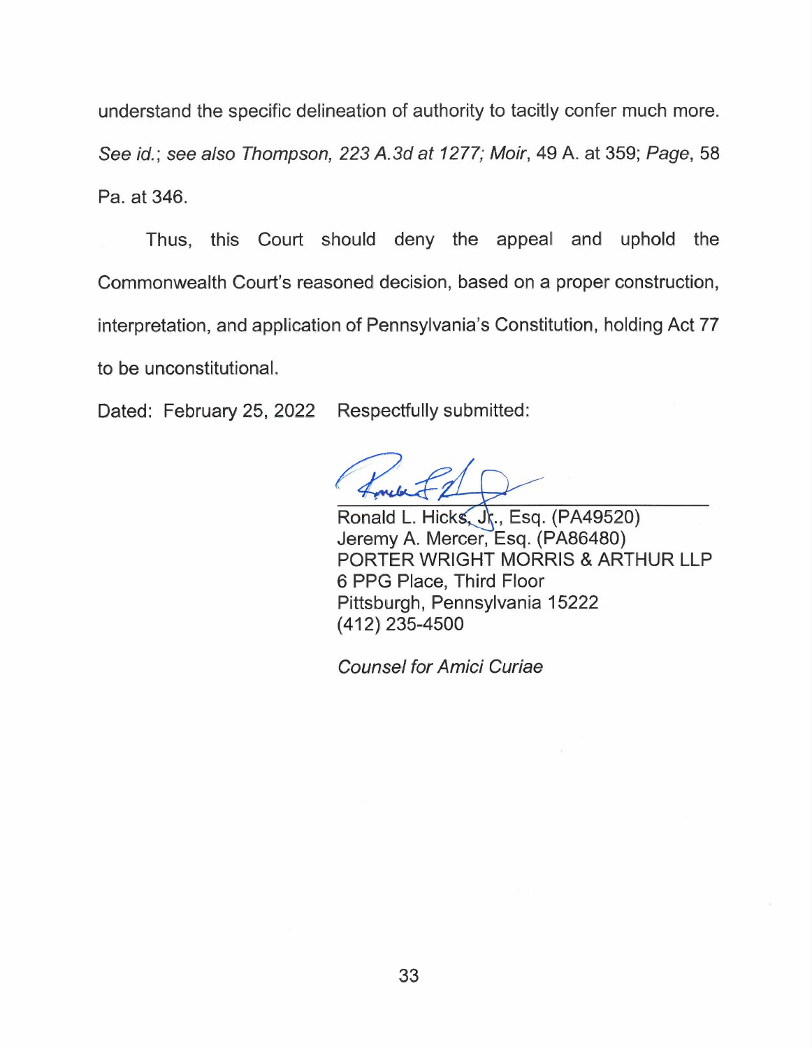understand the specific delineation of authority to tacitly confer much more. *See id.*; *see also Thompson, 223 A.3d at 1277; Moir*, 49 A. at 359; *Page*, 58 Pa. at 346.

Thus, this Court should deny the appeal and uphold the Commonwealth Court's reasoned decision, based on a proper construction, interpretation, and application of Pennsylvania's Constitution, holding Act 77 to be unconstitutional.

Dated: February 25, 2022 Respectfully submitted:

Ronald L. Hicks, Jr., Esq. (PA49520)
Jeremy A. Mercer, Esq. (PA86480)
PORTER WRIGHT MORRIS & ARTHUR LLP
6 PPG Place, Third Floor
Pittsburgh, Pennsylvania 15222
(412) 235-4500

*Counsel for Amici Curiae*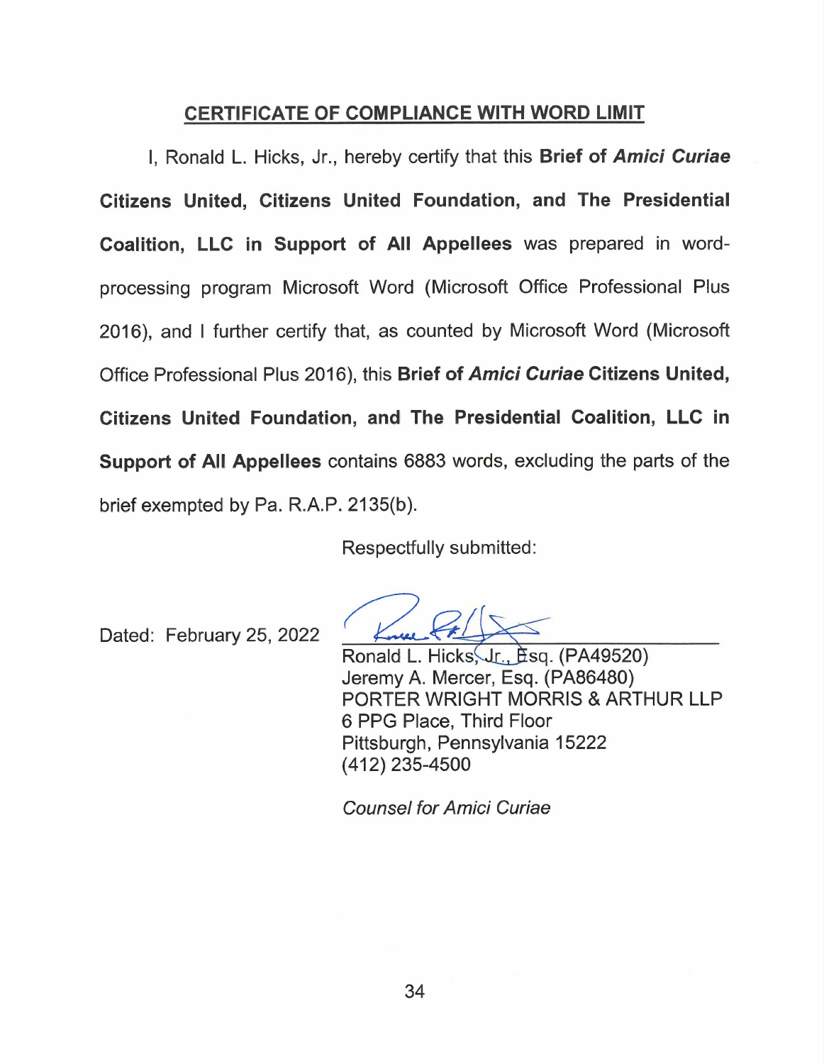## CERTIFICATE OF COMPLIANCE WITH WORD LIMIT

I, Ronald L. Hicks, Jr., hereby certify that this **Brief of *Amici Curiae* Citizens United, Citizens United Foundation, and The Presidential Coalition, LLC in Support of All Appellees** was prepared in word-processing program Microsoft Word (Microsoft Office Professional Plus 2016), and I further certify that, as counted by Microsoft Word (Microsoft Office Professional Plus 2016), this **Brief of *Amici Curiae* Citizens United, Citizens United Foundation, and The Presidential Coalition, LLC in Support of All Appellees** contains 6883 words, excluding the parts of the brief exempted by Pa. R.A.P. 2135(b).

Respectfully submitted:

Dated: February 25, 2022

Ronald L. Hicks, Jr., Esq. (PA49520)
Jeremy A. Mercer, Esq. (PA86480)
PORTER WRIGHT MORRIS & ARTHUR LLP
6 PPG Place, Third Floor
Pittsburgh, Pennsylvania 15222
(412) 235-4500

*Counsel for Amici Curiae*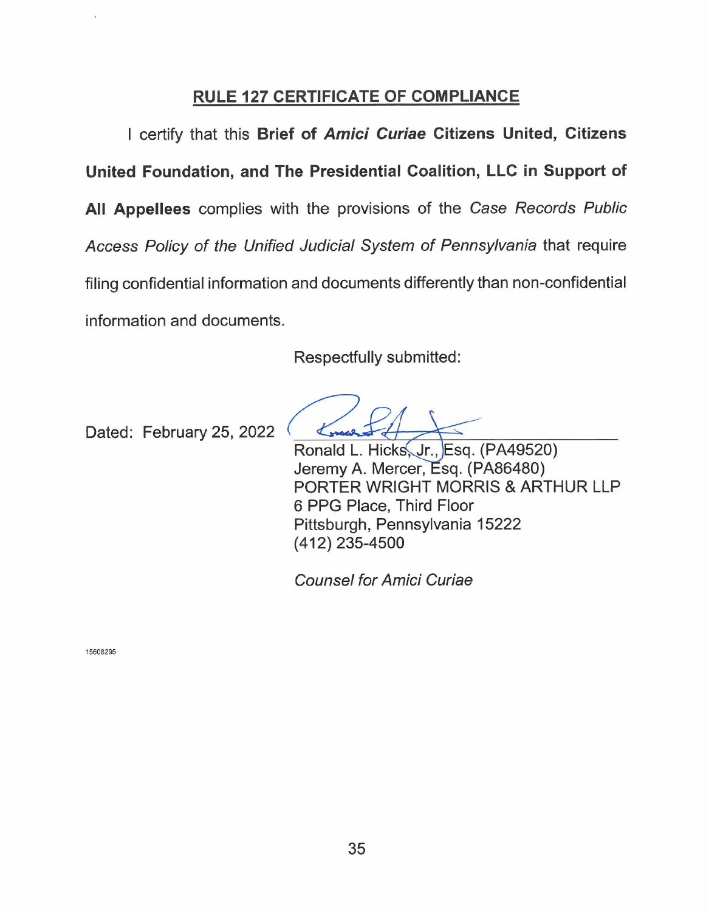## RULE 127 CERTIFICATE OF COMPLIANCE

I certify that this **Brief of *Amici Curiae* Citizens United, Citizens United Foundation, and The Presidential Coalition, LLC in Support of All Appellees** complies with the provisions of the *Case Records Public Access Policy of the Unified Judicial System of Pennsylvania* that require filing confidential information and documents differently than non-confidential information and documents.

Respectfully submitted:

Dated: February 25, 2022

Ronald L. Hicks, Jr., Esq. (PA49520)
Jeremy A. Mercer, Esq. (PA86480)
PORTER WRIGHT MORRIS & ARTHUR LLP
6 PPG Place, Third Floor
Pittsburgh, Pennsylvania 15222
(412) 235-4500

*Counsel for Amici Curiae*

15608295